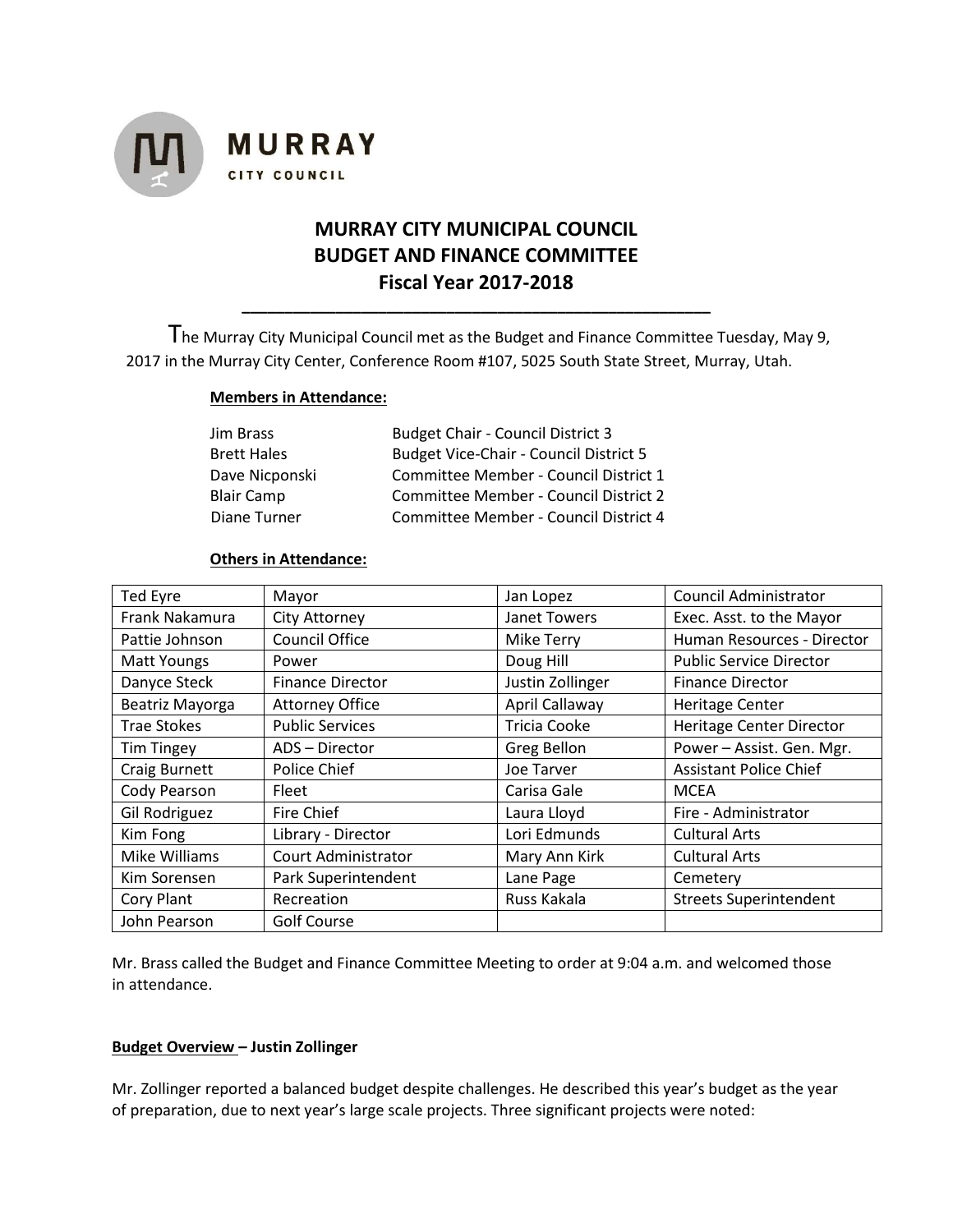# MURRAY CITY MUNICIPAL COUNCIL
# BUDGET AND FINANCE COMMITTEE
# Fiscal Year 2017-2018

The Murray City Municipal Council met as the Budget and Finance Committee Tuesday, May 9, 2017 in the Murray City Center, Conference Room #107, 5025 South State Street, Murray, Utah.

**Members in Attendance:**

| | |
|---|---|
| Jim Brass | Budget Chair - Council District 3 |
| Brett Hales | Budget Vice-Chair - Council District 5 |
| Dave Nicponski | Committee Member - Council District 1 |
| Blair Camp | Committee Member - Council District 2 |
| Diane Turner | Committee Member - Council District 4 |

**Others in Attendance:**

| | | | |
|---|---|---|---|
| Ted Eyre | Mayor | Jan Lopez | Council Administrator |
| Frank Nakamura | City Attorney | Janet Towers | Exec. Asst. to the Mayor |
| Pattie Johnson | Council Office | Mike Terry | Human Resources - Director |
| Matt Youngs | Power | Doug Hill | Public Service Director |
| Danyce Steck | Finance Director | Justin Zollinger | Finance Director |
| Beatriz Mayorga | Attorney Office | April Callaway | Heritage Center |
| Trae Stokes | Public Services | Tricia Cooke | Heritage Center Director |
| Tim Tingey | ADS – Director | Greg Bellon | Power – Assist. Gen. Mgr. |
| Craig Burnett | Police Chief | Joe Tarver | Assistant Police Chief |
| Cody Pearson | Fleet | Carisa Gale | MCEA |
| Gil Rodriguez | Fire Chief | Laura Lloyd | Fire - Administrator |
| Kim Fong | Library - Director | Lori Edmunds | Cultural Arts |
| Mike Williams | Court Administrator | Mary Ann Kirk | Cultural Arts |
| Kim Sorensen | Park Superintendent | Lane Page | Cemetery |
| Cory Plant | Recreation | Russ Kakala | Streets Superintendent |
| John Pearson | Golf Course | | |

Mr. Brass called the Budget and Finance Committee Meeting to order at 9:04 a.m. and welcomed those in attendance.

**Budget Overview – Justin Zollinger**

Mr. Zollinger reported a balanced budget despite challenges. He described this year's budget as the year of preparation, due to next year's large scale projects. Three significant projects were noted: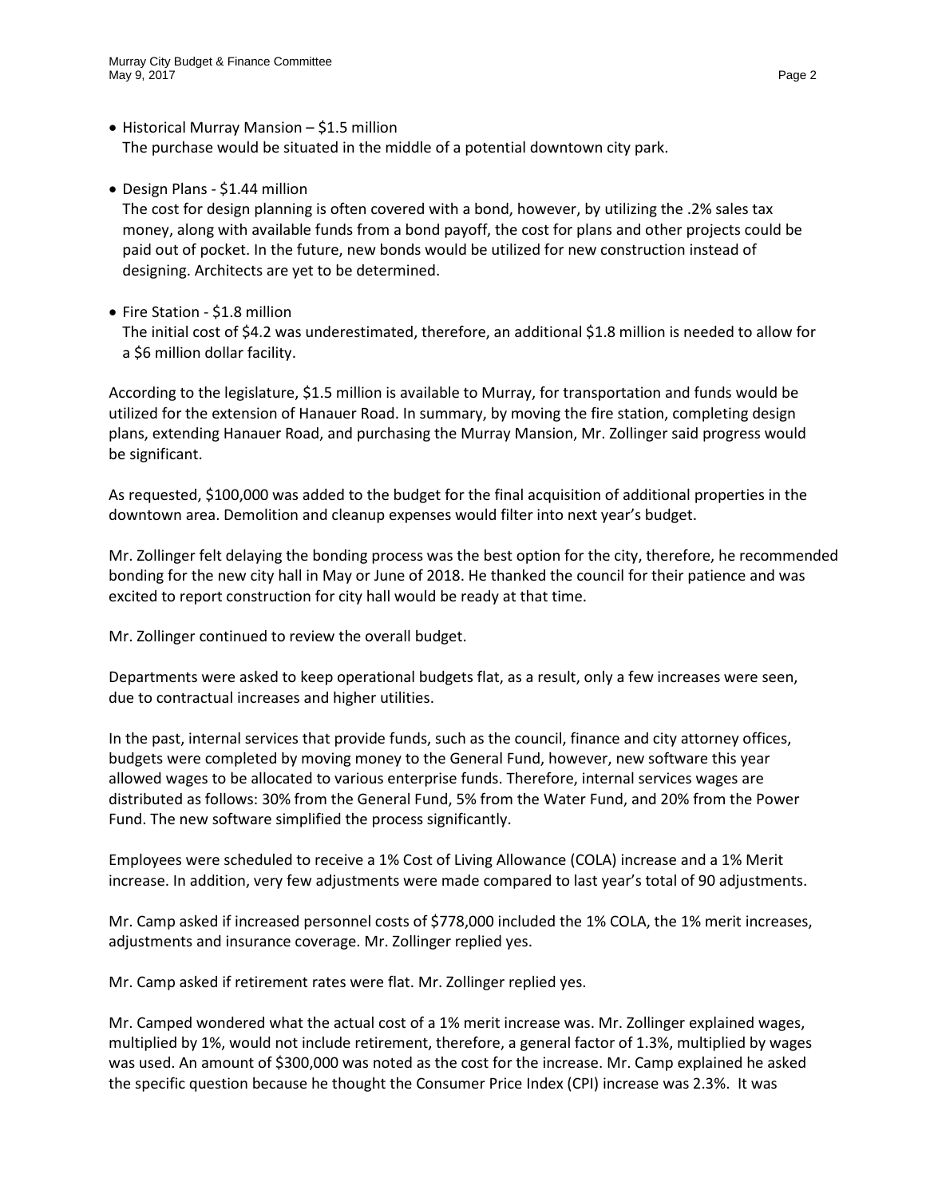- Historical Murray Mansion – $1.5 million
  The purchase would be situated in the middle of a potential downtown city park.

- Design Plans - $1.44 million
  The cost for design planning is often covered with a bond, however, by utilizing the .2% sales tax money, along with available funds from a bond payoff, the cost for plans and other projects could be paid out of pocket. In the future, new bonds would be utilized for new construction instead of designing. Architects are yet to be determined.

- Fire Station - $1.8 million
  The initial cost of $4.2 was underestimated, therefore, an additional $1.8 million is needed to allow for a $6 million dollar facility.

According to the legislature, $1.5 million is available to Murray, for transportation and funds would be utilized for the extension of Hanauer Road. In summary, by moving the fire station, completing design plans, extending Hanauer Road, and purchasing the Murray Mansion, Mr. Zollinger said progress would be significant.

As requested, $100,000 was added to the budget for the final acquisition of additional properties in the downtown area. Demolition and cleanup expenses would filter into next year's budget.

Mr. Zollinger felt delaying the bonding process was the best option for the city, therefore, he recommended bonding for the new city hall in May or June of 2018. He thanked the council for their patience and was excited to report construction for city hall would be ready at that time.

Mr. Zollinger continued to review the overall budget.

Departments were asked to keep operational budgets flat, as a result, only a few increases were seen, due to contractual increases and higher utilities.

In the past, internal services that provide funds, such as the council, finance and city attorney offices, budgets were completed by moving money to the General Fund, however, new software this year allowed wages to be allocated to various enterprise funds. Therefore, internal services wages are distributed as follows: 30% from the General Fund, 5% from the Water Fund, and 20% from the Power Fund. The new software simplified the process significantly.

Employees were scheduled to receive a 1% Cost of Living Allowance (COLA) increase and a 1% Merit increase. In addition, very few adjustments were made compared to last year's total of 90 adjustments.

Mr. Camp asked if increased personnel costs of $778,000 included the 1% COLA, the 1% merit increases, adjustments and insurance coverage. Mr. Zollinger replied yes.

Mr. Camp asked if retirement rates were flat. Mr. Zollinger replied yes.

Mr. Camped wondered what the actual cost of a 1% merit increase was. Mr. Zollinger explained wages, multiplied by 1%, would not include retirement, therefore, a general factor of 1.3%, multiplied by wages was used. An amount of $300,000 was noted as the cost for the increase. Mr. Camp explained he asked the specific question because he thought the Consumer Price Index (CPI) increase was 2.3%. It was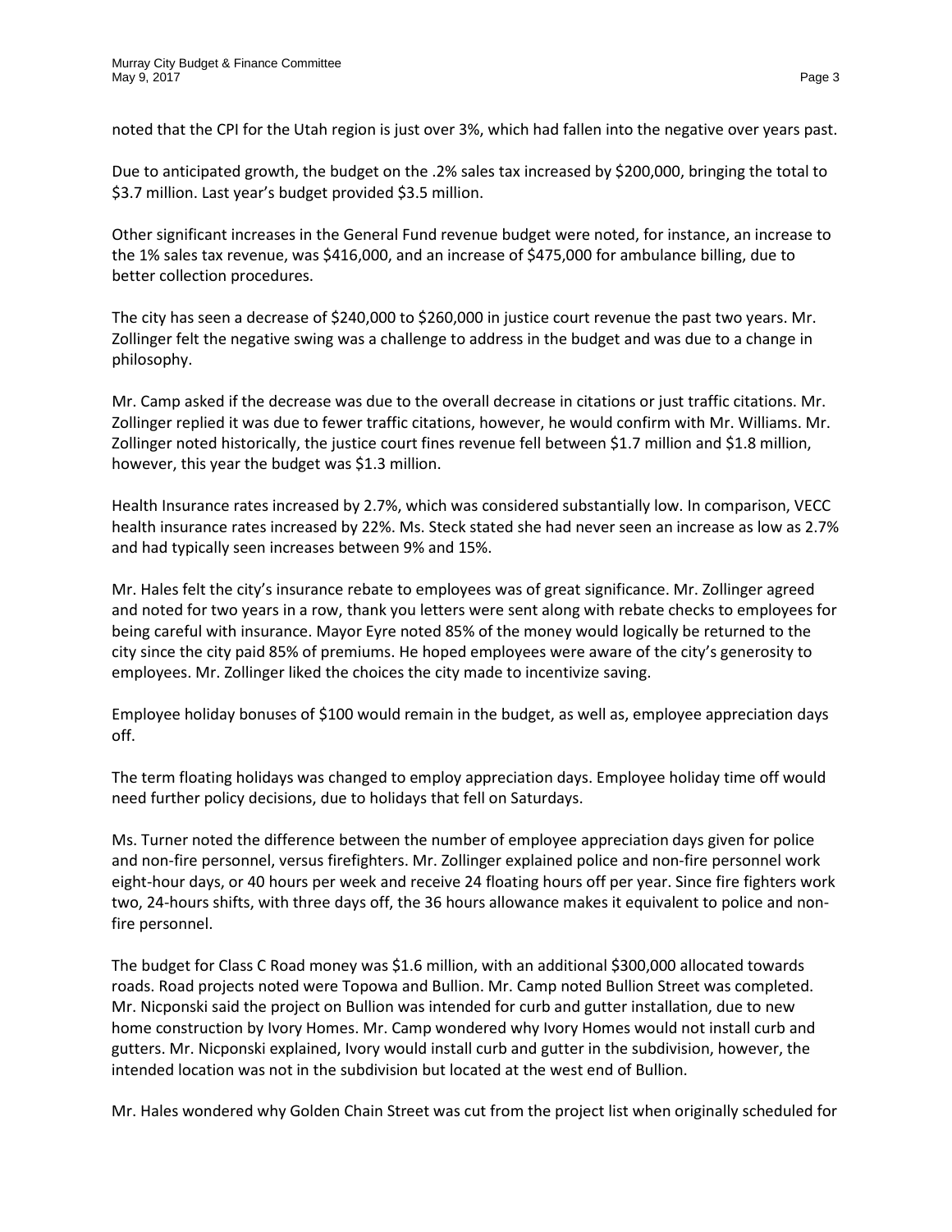noted that the CPI for the Utah region is just over 3%, which had fallen into the negative over years past.

Due to anticipated growth, the budget on the .2% sales tax increased by $200,000, bringing the total to $3.7 million. Last year's budget provided $3.5 million.

Other significant increases in the General Fund revenue budget were noted, for instance, an increase to the 1% sales tax revenue, was $416,000, and an increase of $475,000 for ambulance billing, due to better collection procedures.

The city has seen a decrease of $240,000 to $260,000 in justice court revenue the past two years. Mr. Zollinger felt the negative swing was a challenge to address in the budget and was due to a change in philosophy.

Mr. Camp asked if the decrease was due to the overall decrease in citations or just traffic citations. Mr. Zollinger replied it was due to fewer traffic citations, however, he would confirm with Mr. Williams. Mr. Zollinger noted historically, the justice court fines revenue fell between $1.7 million and $1.8 million, however, this year the budget was $1.3 million.

Health Insurance rates increased by 2.7%, which was considered substantially low. In comparison, VECC health insurance rates increased by 22%. Ms. Steck stated she had never seen an increase as low as 2.7% and had typically seen increases between 9% and 15%.

Mr. Hales felt the city's insurance rebate to employees was of great significance. Mr. Zollinger agreed and noted for two years in a row, thank you letters were sent along with rebate checks to employees for being careful with insurance. Mayor Eyre noted 85% of the money would logically be returned to the city since the city paid 85% of premiums. He hoped employees were aware of the city's generosity to employees. Mr. Zollinger liked the choices the city made to incentivize saving.

Employee holiday bonuses of $100 would remain in the budget, as well as, employee appreciation days off.

The term floating holidays was changed to employ appreciation days. Employee holiday time off would need further policy decisions, due to holidays that fell on Saturdays.

Ms. Turner noted the difference between the number of employee appreciation days given for police and non-fire personnel, versus firefighters. Mr. Zollinger explained police and non-fire personnel work eight-hour days, or 40 hours per week and receive 24 floating hours off per year. Since fire fighters work two, 24-hours shifts, with three days off, the 36 hours allowance makes it equivalent to police and non-fire personnel.

The budget for Class C Road money was $1.6 million, with an additional $300,000 allocated towards roads. Road projects noted were Topowa and Bullion. Mr. Camp noted Bullion Street was completed. Mr. Nicponski said the project on Bullion was intended for curb and gutter installation, due to new home construction by Ivory Homes. Mr. Camp wondered why Ivory Homes would not install curb and gutters. Mr. Nicponski explained, Ivory would install curb and gutter in the subdivision, however, the intended location was not in the subdivision but located at the west end of Bullion.

Mr. Hales wondered why Golden Chain Street was cut from the project list when originally scheduled for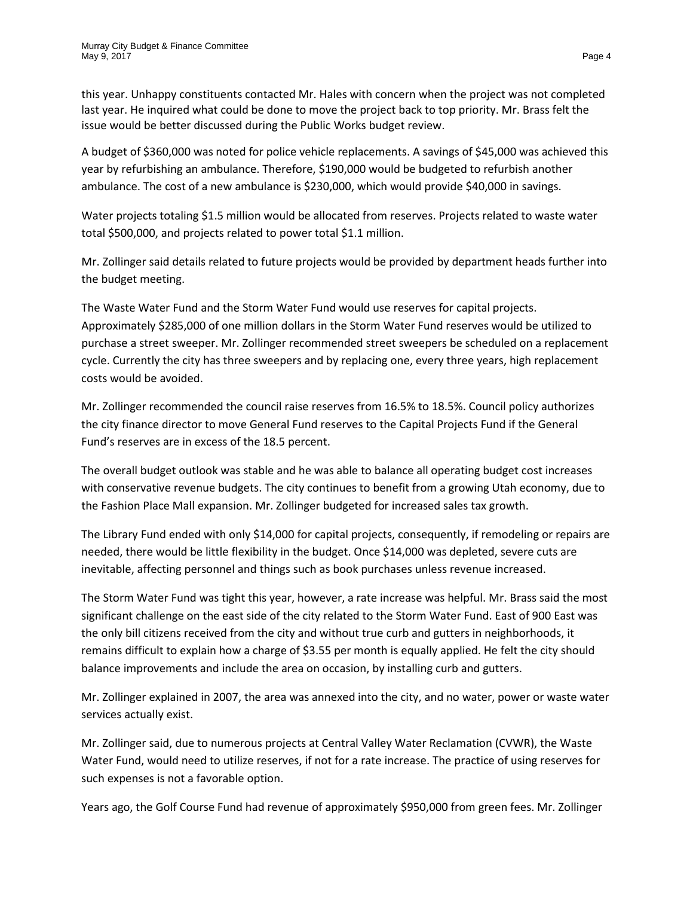this year. Unhappy constituents contacted Mr. Hales with concern when the project was not completed last year. He inquired what could be done to move the project back to top priority. Mr. Brass felt the issue would be better discussed during the Public Works budget review.

A budget of $360,000 was noted for police vehicle replacements. A savings of $45,000 was achieved this year by refurbishing an ambulance. Therefore, $190,000 would be budgeted to refurbish another ambulance. The cost of a new ambulance is $230,000, which would provide $40,000 in savings.

Water projects totaling $1.5 million would be allocated from reserves. Projects related to waste water total $500,000, and projects related to power total $1.1 million.

Mr. Zollinger said details related to future projects would be provided by department heads further into the budget meeting.

The Waste Water Fund and the Storm Water Fund would use reserves for capital projects. Approximately $285,000 of one million dollars in the Storm Water Fund reserves would be utilized to purchase a street sweeper. Mr. Zollinger recommended street sweepers be scheduled on a replacement cycle. Currently the city has three sweepers and by replacing one, every three years, high replacement costs would be avoided.

Mr. Zollinger recommended the council raise reserves from 16.5% to 18.5%. Council policy authorizes the city finance director to move General Fund reserves to the Capital Projects Fund if the General Fund's reserves are in excess of the 18.5 percent.

The overall budget outlook was stable and he was able to balance all operating budget cost increases with conservative revenue budgets. The city continues to benefit from a growing Utah economy, due to the Fashion Place Mall expansion. Mr. Zollinger budgeted for increased sales tax growth.

The Library Fund ended with only $14,000 for capital projects, consequently, if remodeling or repairs are needed, there would be little flexibility in the budget. Once $14,000 was depleted, severe cuts are inevitable, affecting personnel and things such as book purchases unless revenue increased.

The Storm Water Fund was tight this year, however, a rate increase was helpful. Mr. Brass said the most significant challenge on the east side of the city related to the Storm Water Fund. East of 900 East was the only bill citizens received from the city and without true curb and gutters in neighborhoods, it remains difficult to explain how a charge of $3.55 per month is equally applied. He felt the city should balance improvements and include the area on occasion, by installing curb and gutters.

Mr. Zollinger explained in 2007, the area was annexed into the city, and no water, power or waste water services actually exist.

Mr. Zollinger said, due to numerous projects at Central Valley Water Reclamation (CVWR), the Waste Water Fund, would need to utilize reserves, if not for a rate increase. The practice of using reserves for such expenses is not a favorable option.

Years ago, the Golf Course Fund had revenue of approximately $950,000 from green fees. Mr. Zollinger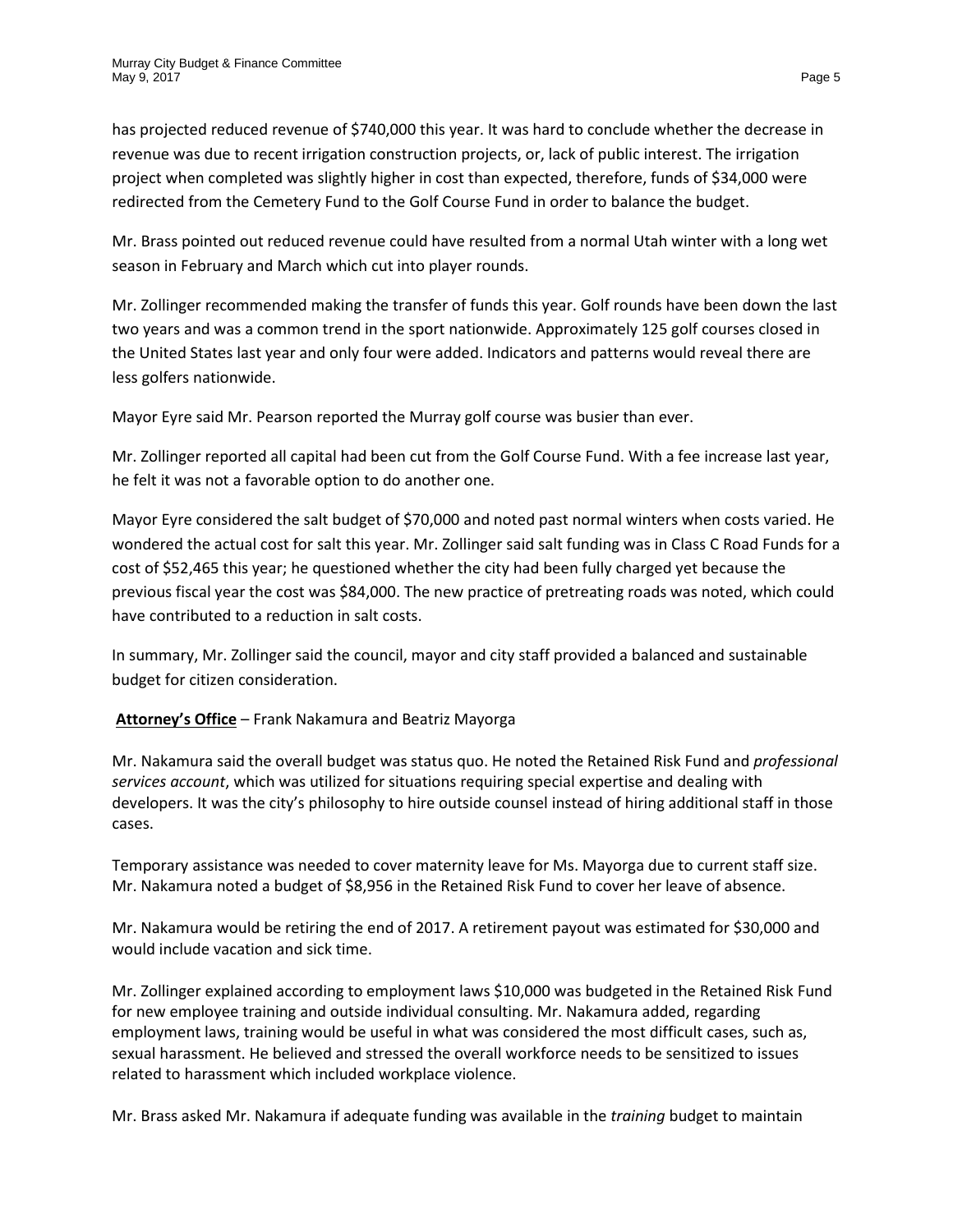has projected reduced revenue of $740,000 this year. It was hard to conclude whether the decrease in revenue was due to recent irrigation construction projects, or, lack of public interest. The irrigation project when completed was slightly higher in cost than expected, therefore, funds of $34,000 were redirected from the Cemetery Fund to the Golf Course Fund in order to balance the budget.

Mr. Brass pointed out reduced revenue could have resulted from a normal Utah winter with a long wet season in February and March which cut into player rounds.

Mr. Zollinger recommended making the transfer of funds this year. Golf rounds have been down the last two years and was a common trend in the sport nationwide. Approximately 125 golf courses closed in the United States last year and only four were added. Indicators and patterns would reveal there are less golfers nationwide.

Mayor Eyre said Mr. Pearson reported the Murray golf course was busier than ever.

Mr. Zollinger reported all capital had been cut from the Golf Course Fund. With a fee increase last year, he felt it was not a favorable option to do another one.

Mayor Eyre considered the salt budget of $70,000 and noted past normal winters when costs varied. He wondered the actual cost for salt this year. Mr. Zollinger said salt funding was in Class C Road Funds for a cost of $52,465 this year; he questioned whether the city had been fully charged yet because the previous fiscal year the cost was $84,000. The new practice of pretreating roads was noted, which could have contributed to a reduction in salt costs.

In summary, Mr. Zollinger said the council, mayor and city staff provided a balanced and sustainable budget for citizen consideration.

**Attorney's Office** – Frank Nakamura and Beatriz Mayorga

Mr. Nakamura said the overall budget was status quo. He noted the Retained Risk Fund and *professional services account*, which was utilized for situations requiring special expertise and dealing with developers. It was the city's philosophy to hire outside counsel instead of hiring additional staff in those cases.

Temporary assistance was needed to cover maternity leave for Ms. Mayorga due to current staff size. Mr. Nakamura noted a budget of $8,956 in the Retained Risk Fund to cover her leave of absence.

Mr. Nakamura would be retiring the end of 2017. A retirement payout was estimated for $30,000 and would include vacation and sick time.

Mr. Zollinger explained according to employment laws $10,000 was budgeted in the Retained Risk Fund for new employee training and outside individual consulting. Mr. Nakamura added, regarding employment laws, training would be useful in what was considered the most difficult cases, such as, sexual harassment. He believed and stressed the overall workforce needs to be sensitized to issues related to harassment which included workplace violence.

Mr. Brass asked Mr. Nakamura if adequate funding was available in the *training* budget to maintain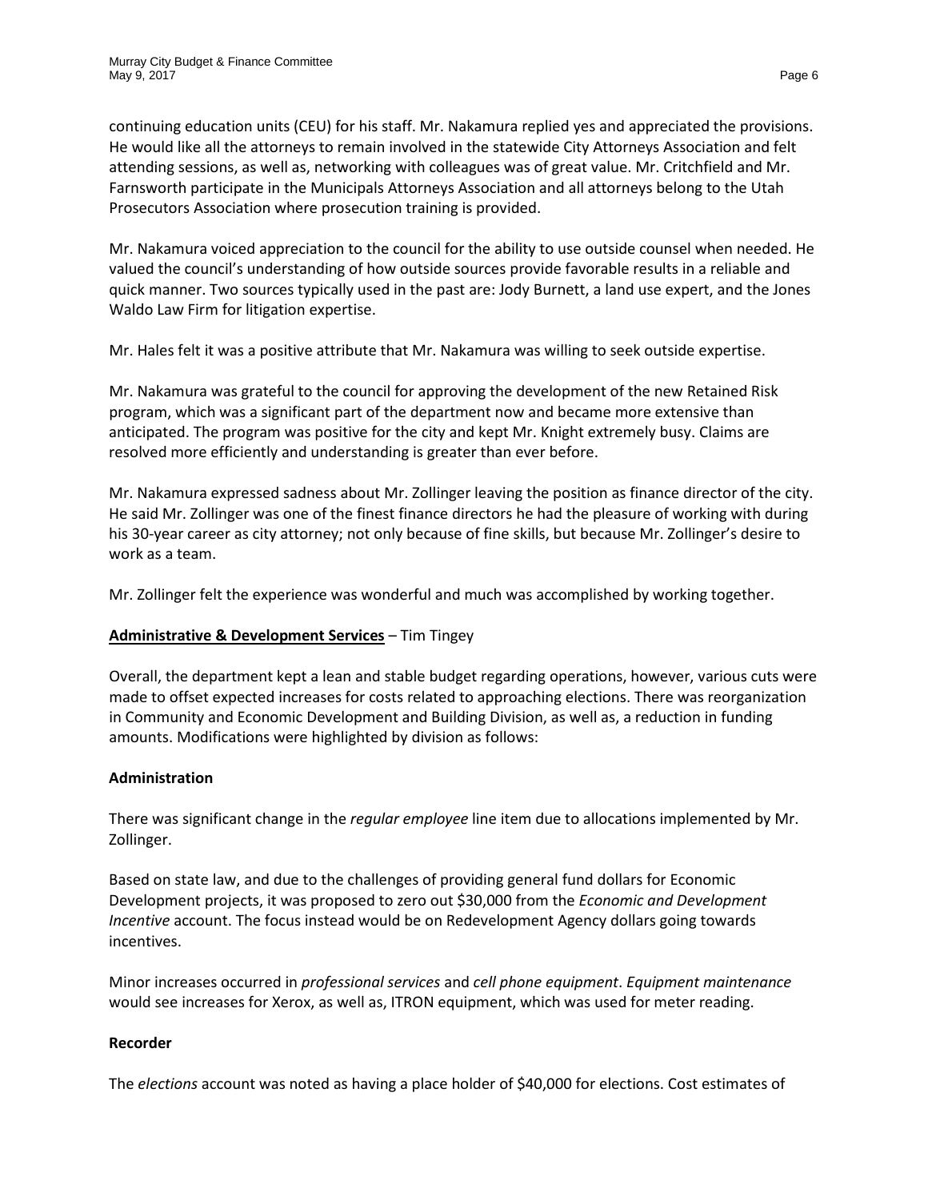continuing education units (CEU) for his staff. Mr. Nakamura replied yes and appreciated the provisions. He would like all the attorneys to remain involved in the statewide City Attorneys Association and felt attending sessions, as well as, networking with colleagues was of great value. Mr. Critchfield and Mr. Farnsworth participate in the Municipals Attorneys Association and all attorneys belong to the Utah Prosecutors Association where prosecution training is provided.

Mr. Nakamura voiced appreciation to the council for the ability to use outside counsel when needed. He valued the council's understanding of how outside sources provide favorable results in a reliable and quick manner. Two sources typically used in the past are: Jody Burnett, a land use expert, and the Jones Waldo Law Firm for litigation expertise.

Mr. Hales felt it was a positive attribute that Mr. Nakamura was willing to seek outside expertise.

Mr. Nakamura was grateful to the council for approving the development of the new Retained Risk program, which was a significant part of the department now and became more extensive than anticipated. The program was positive for the city and kept Mr. Knight extremely busy. Claims are resolved more efficiently and understanding is greater than ever before.

Mr. Nakamura expressed sadness about Mr. Zollinger leaving the position as finance director of the city. He said Mr. Zollinger was one of the finest finance directors he had the pleasure of working with during his 30-year career as city attorney; not only because of fine skills, but because Mr. Zollinger's desire to work as a team.

Mr. Zollinger felt the experience was wonderful and much was accomplished by working together.

**<u>Administrative & Development Services</u>** – Tim Tingey

Overall, the department kept a lean and stable budget regarding operations, however, various cuts were made to offset expected increases for costs related to approaching elections. There was reorganization in Community and Economic Development and Building Division, as well as, a reduction in funding amounts. Modifications were highlighted by division as follows:

**Administration**

There was significant change in the *regular employee* line item due to allocations implemented by Mr. Zollinger.

Based on state law, and due to the challenges of providing general fund dollars for Economic Development projects, it was proposed to zero out $30,000 from the *Economic and Development Incentive* account. The focus instead would be on Redevelopment Agency dollars going towards incentives.

Minor increases occurred in *professional services* and *cell phone equipment*. *Equipment maintenance* would see increases for Xerox, as well as, ITRON equipment, which was used for meter reading.

**Recorder**

The *elections* account was noted as having a place holder of $40,000 for elections. Cost estimates of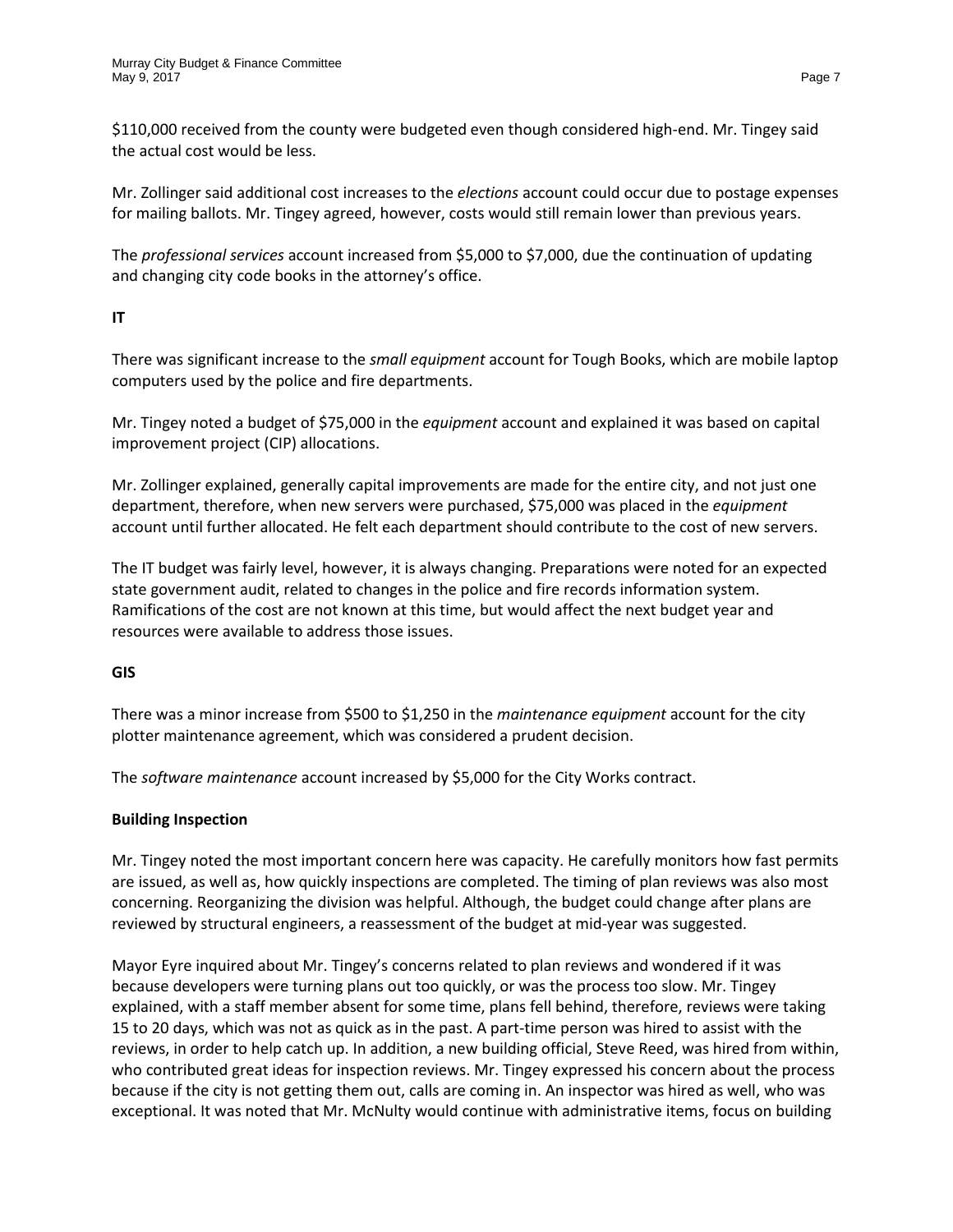$110,000 received from the county were budgeted even though considered high-end. Mr. Tingey said the actual cost would be less.

Mr. Zollinger said additional cost increases to the *elections* account could occur due to postage expenses for mailing ballots. Mr. Tingey agreed, however, costs would still remain lower than previous years.

The *professional services* account increased from $5,000 to $7,000, due the continuation of updating and changing city code books in the attorney's office.

**IT**

There was significant increase to the *small equipment* account for Tough Books, which are mobile laptop computers used by the police and fire departments.

Mr. Tingey noted a budget of $75,000 in the *equipment* account and explained it was based on capital improvement project (CIP) allocations.

Mr. Zollinger explained, generally capital improvements are made for the entire city, and not just one department, therefore, when new servers were purchased, $75,000 was placed in the *equipment* account until further allocated. He felt each department should contribute to the cost of new servers.

The IT budget was fairly level, however, it is always changing. Preparations were noted for an expected state government audit, related to changes in the police and fire records information system. Ramifications of the cost are not known at this time, but would affect the next budget year and resources were available to address those issues.

**GIS**

There was a minor increase from $500 to $1,250 in the *maintenance equipment* account for the city plotter maintenance agreement, which was considered a prudent decision.

The *software maintenance* account increased by $5,000 for the City Works contract.

**Building Inspection**

Mr. Tingey noted the most important concern here was capacity. He carefully monitors how fast permits are issued, as well as, how quickly inspections are completed. The timing of plan reviews was also most concerning. Reorganizing the division was helpful. Although, the budget could change after plans are reviewed by structural engineers, a reassessment of the budget at mid-year was suggested.

Mayor Eyre inquired about Mr. Tingey's concerns related to plan reviews and wondered if it was because developers were turning plans out too quickly, or was the process too slow. Mr. Tingey explained, with a staff member absent for some time, plans fell behind, therefore, reviews were taking 15 to 20 days, which was not as quick as in the past. A part-time person was hired to assist with the reviews, in order to help catch up. In addition, a new building official, Steve Reed, was hired from within, who contributed great ideas for inspection reviews. Mr. Tingey expressed his concern about the process because if the city is not getting them out, calls are coming in. An inspector was hired as well, who was exceptional. It was noted that Mr. McNulty would continue with administrative items, focus on building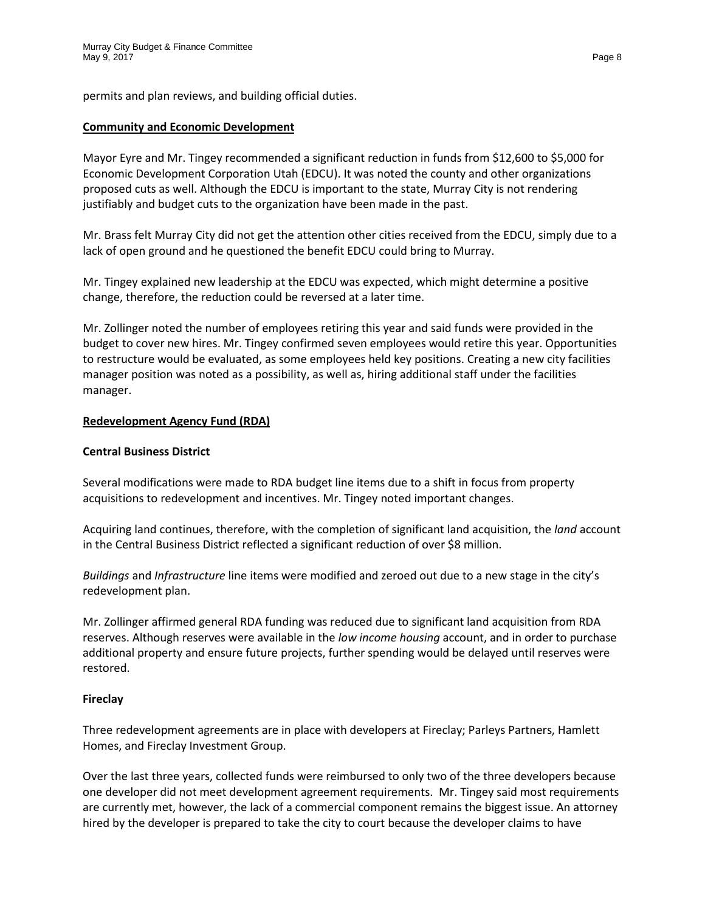permits and plan reviews, and building official duties.

**Community and Economic Development**

Mayor Eyre and Mr. Tingey recommended a significant reduction in funds from $12,600 to $5,000 for Economic Development Corporation Utah (EDCU). It was noted the county and other organizations proposed cuts as well. Although the EDCU is important to the state, Murray City is not rendering justifiably and budget cuts to the organization have been made in the past.

Mr. Brass felt Murray City did not get the attention other cities received from the EDCU, simply due to a lack of open ground and he questioned the benefit EDCU could bring to Murray.

Mr. Tingey explained new leadership at the EDCU was expected, which might determine a positive change, therefore, the reduction could be reversed at a later time.

Mr. Zollinger noted the number of employees retiring this year and said funds were provided in the budget to cover new hires. Mr. Tingey confirmed seven employees would retire this year. Opportunities to restructure would be evaluated, as some employees held key positions. Creating a new city facilities manager position was noted as a possibility, as well as, hiring additional staff under the facilities manager.

**Redevelopment Agency Fund (RDA)**

**Central Business District**

Several modifications were made to RDA budget line items due to a shift in focus from property acquisitions to redevelopment and incentives. Mr. Tingey noted important changes.

Acquiring land continues, therefore, with the completion of significant land acquisition, the *land* account in the Central Business District reflected a significant reduction of over $8 million.

*Buildings* and *Infrastructure* line items were modified and zeroed out due to a new stage in the city's redevelopment plan.

Mr. Zollinger affirmed general RDA funding was reduced due to significant land acquisition from RDA reserves. Although reserves were available in the *low income housing* account, and in order to purchase additional property and ensure future projects, further spending would be delayed until reserves were restored.

**Fireclay**

Three redevelopment agreements are in place with developers at Fireclay; Parleys Partners, Hamlett Homes, and Fireclay Investment Group.

Over the last three years, collected funds were reimbursed to only two of the three developers because one developer did not meet development agreement requirements. Mr. Tingey said most requirements are currently met, however, the lack of a commercial component remains the biggest issue. An attorney hired by the developer is prepared to take the city to court because the developer claims to have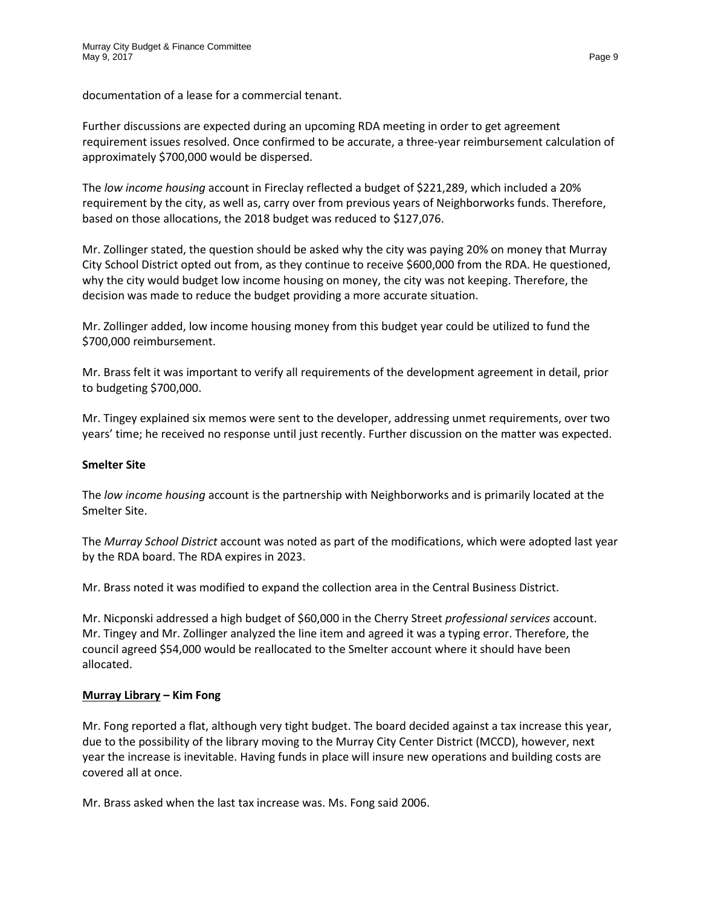documentation of a lease for a commercial tenant.

Further discussions are expected during an upcoming RDA meeting in order to get agreement requirement issues resolved. Once confirmed to be accurate, a three-year reimbursement calculation of approximately $700,000 would be dispersed.

The *low income housing* account in Fireclay reflected a budget of $221,289, which included a 20% requirement by the city, as well as, carry over from previous years of Neighborworks funds. Therefore, based on those allocations, the 2018 budget was reduced to $127,076.

Mr. Zollinger stated, the question should be asked why the city was paying 20% on money that Murray City School District opted out from, as they continue to receive $600,000 from the RDA. He questioned, why the city would budget low income housing on money, the city was not keeping. Therefore, the decision was made to reduce the budget providing a more accurate situation.

Mr. Zollinger added, low income housing money from this budget year could be utilized to fund the $700,000 reimbursement.

Mr. Brass felt it was important to verify all requirements of the development agreement in detail, prior to budgeting $700,000.

Mr. Tingey explained six memos were sent to the developer, addressing unmet requirements, over two years' time; he received no response until just recently. Further discussion on the matter was expected.

**Smelter Site**

The *low income housing* account is the partnership with Neighborworks and is primarily located at the Smelter Site.

The *Murray School District* account was noted as part of the modifications, which were adopted last year by the RDA board. The RDA expires in 2023.

Mr. Brass noted it was modified to expand the collection area in the Central Business District.

Mr. Nicponski addressed a high budget of $60,000 in the Cherry Street *professional services* account. Mr. Tingey and Mr. Zollinger analyzed the line item and agreed it was a typing error. Therefore, the council agreed $54,000 would be reallocated to the Smelter account where it should have been allocated.

**Murray Library – Kim Fong**

Mr. Fong reported a flat, although very tight budget. The board decided against a tax increase this year, due to the possibility of the library moving to the Murray City Center District (MCCD), however, next year the increase is inevitable. Having funds in place will insure new operations and building costs are covered all at once.

Mr. Brass asked when the last tax increase was. Ms. Fong said 2006.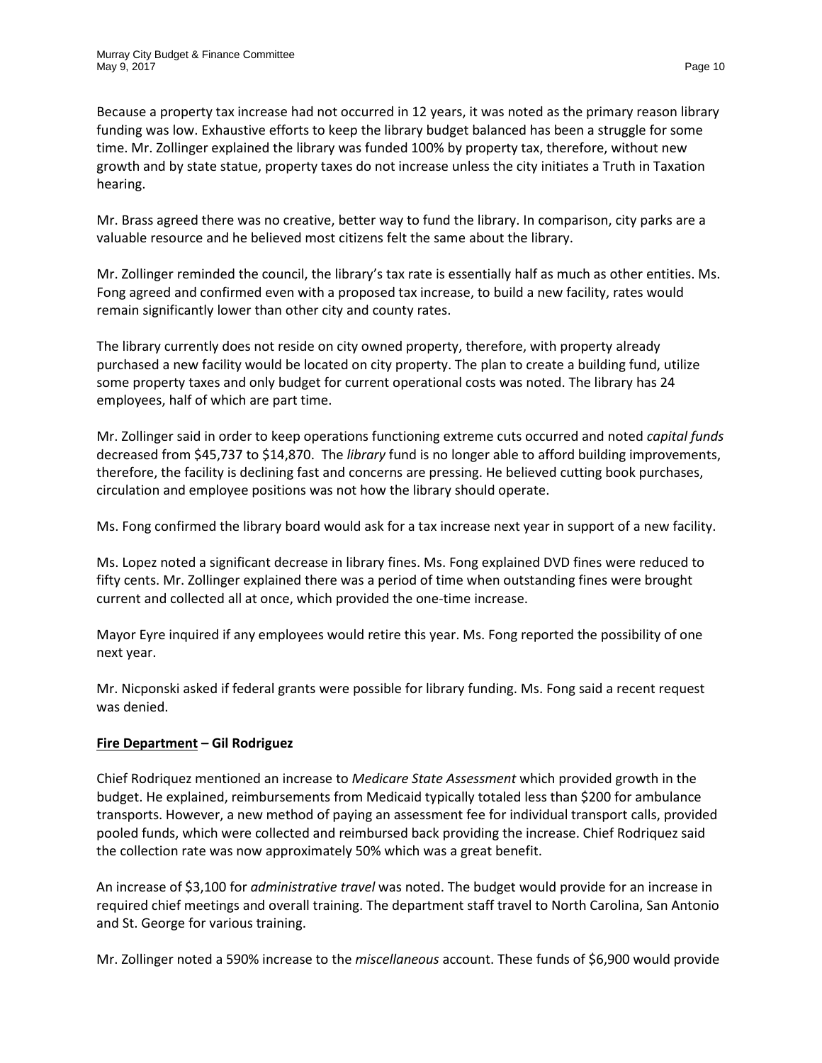Because a property tax increase had not occurred in 12 years, it was noted as the primary reason library funding was low. Exhaustive efforts to keep the library budget balanced has been a struggle for some time. Mr. Zollinger explained the library was funded 100% by property tax, therefore, without new growth and by state statue, property taxes do not increase unless the city initiates a Truth in Taxation hearing.

Mr. Brass agreed there was no creative, better way to fund the library. In comparison, city parks are a valuable resource and he believed most citizens felt the same about the library.

Mr. Zollinger reminded the council, the library's tax rate is essentially half as much as other entities. Ms. Fong agreed and confirmed even with a proposed tax increase, to build a new facility, rates would remain significantly lower than other city and county rates.

The library currently does not reside on city owned property, therefore, with property already purchased a new facility would be located on city property. The plan to create a building fund, utilize some property taxes and only budget for current operational costs was noted. The library has 24 employees, half of which are part time.

Mr. Zollinger said in order to keep operations functioning extreme cuts occurred and noted *capital funds* decreased from $45,737 to $14,870. The *library* fund is no longer able to afford building improvements, therefore, the facility is declining fast and concerns are pressing. He believed cutting book purchases, circulation and employee positions was not how the library should operate.

Ms. Fong confirmed the library board would ask for a tax increase next year in support of a new facility.

Ms. Lopez noted a significant decrease in library fines. Ms. Fong explained DVD fines were reduced to fifty cents. Mr. Zollinger explained there was a period of time when outstanding fines were brought current and collected all at once, which provided the one-time increase.

Mayor Eyre inquired if any employees would retire this year. Ms. Fong reported the possibility of one next year.

Mr. Nicponski asked if federal grants were possible for library funding. Ms. Fong said a recent request was denied.

**Fire Department – Gil Rodriguez**

Chief Rodriquez mentioned an increase to *Medicare State Assessment* which provided growth in the budget. He explained, reimbursements from Medicaid typically totaled less than $200 for ambulance transports. However, a new method of paying an assessment fee for individual transport calls, provided pooled funds, which were collected and reimbursed back providing the increase. Chief Rodriquez said the collection rate was now approximately 50% which was a great benefit.

An increase of $3,100 for *administrative travel* was noted. The budget would provide for an increase in required chief meetings and overall training. The department staff travel to North Carolina, San Antonio and St. George for various training.

Mr. Zollinger noted a 590% increase to the *miscellaneous* account. These funds of $6,900 would provide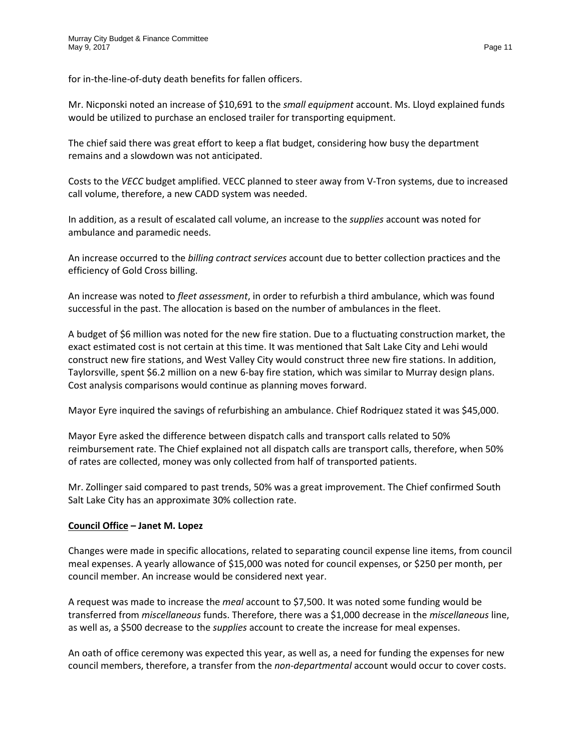for in-the-line-of-duty death benefits for fallen officers.

Mr. Nicponski noted an increase of $10,691 to the *small equipment* account. Ms. Lloyd explained funds would be utilized to purchase an enclosed trailer for transporting equipment.

The chief said there was great effort to keep a flat budget, considering how busy the department remains and a slowdown was not anticipated.

Costs to the *VECC* budget amplified. VECC planned to steer away from V-Tron systems, due to increased call volume, therefore, a new CADD system was needed.

In addition, as a result of escalated call volume, an increase to the *supplies* account was noted for ambulance and paramedic needs.

An increase occurred to the *billing contract services* account due to better collection practices and the efficiency of Gold Cross billing.

An increase was noted to *fleet assessment*, in order to refurbish a third ambulance, which was found successful in the past. The allocation is based on the number of ambulances in the fleet.

A budget of $6 million was noted for the new fire station. Due to a fluctuating construction market, the exact estimated cost is not certain at this time. It was mentioned that Salt Lake City and Lehi would construct new fire stations, and West Valley City would construct three new fire stations. In addition, Taylorsville, spent $6.2 million on a new 6-bay fire station, which was similar to Murray design plans. Cost analysis comparisons would continue as planning moves forward.

Mayor Eyre inquired the savings of refurbishing an ambulance. Chief Rodriquez stated it was $45,000.

Mayor Eyre asked the difference between dispatch calls and transport calls related to 50% reimbursement rate. The Chief explained not all dispatch calls are transport calls, therefore, when 50% of rates are collected, money was only collected from half of transported patients.

Mr. Zollinger said compared to past trends, 50% was a great improvement. The Chief confirmed South Salt Lake City has an approximate 30% collection rate.

**Council Office – Janet M. Lopez**

Changes were made in specific allocations, related to separating council expense line items, from council meal expenses. A yearly allowance of $15,000 was noted for council expenses, or $250 per month, per council member. An increase would be considered next year.

A request was made to increase the *meal* account to $7,500. It was noted some funding would be transferred from *miscellaneous* funds. Therefore, there was a $1,000 decrease in the *miscellaneous* line, as well as, a $500 decrease to the *supplies* account to create the increase for meal expenses.

An oath of office ceremony was expected this year, as well as, a need for funding the expenses for new council members, therefore, a transfer from the *non-departmental* account would occur to cover costs.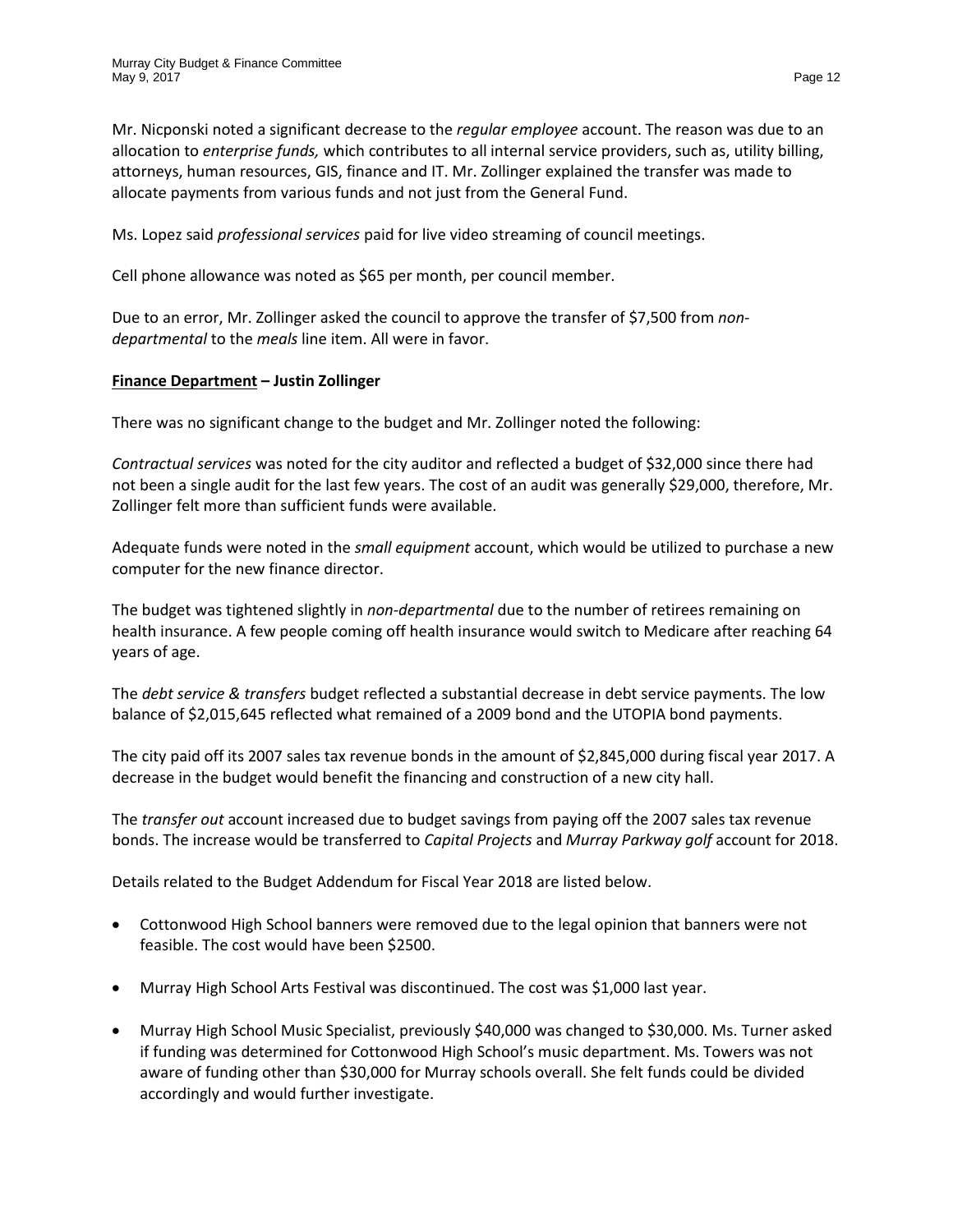Mr. Nicponski noted a significant decrease to the *regular employee* account. The reason was due to an allocation to *enterprise funds,* which contributes to all internal service providers, such as, utility billing, attorneys, human resources, GIS, finance and IT. Mr. Zollinger explained the transfer was made to allocate payments from various funds and not just from the General Fund.

Ms. Lopez said *professional services* paid for live video streaming of council meetings.

Cell phone allowance was noted as $65 per month, per council member.

Due to an error, Mr. Zollinger asked the council to approve the transfer of $7,500 from *non-departmental* to the *meals* line item. All were in favor.

**<u>Finance Department</u> – Justin Zollinger**

There was no significant change to the budget and Mr. Zollinger noted the following:

*Contractual services* was noted for the city auditor and reflected a budget of $32,000 since there had not been a single audit for the last few years. The cost of an audit was generally $29,000, therefore, Mr. Zollinger felt more than sufficient funds were available.

Adequate funds were noted in the *small equipment* account, which would be utilized to purchase a new computer for the new finance director.

The budget was tightened slightly in *non-departmental* due to the number of retirees remaining on health insurance. A few people coming off health insurance would switch to Medicare after reaching 64 years of age.

The *debt service & transfers* budget reflected a substantial decrease in debt service payments. The low balance of $2,015,645 reflected what remained of a 2009 bond and the UTOPIA bond payments.

The city paid off its 2007 sales tax revenue bonds in the amount of $2,845,000 during fiscal year 2017. A decrease in the budget would benefit the financing and construction of a new city hall.

The *transfer out* account increased due to budget savings from paying off the 2007 sales tax revenue bonds. The increase would be transferred to *Capital Projects* and *Murray Parkway golf* account for 2018.

Details related to the Budget Addendum for Fiscal Year 2018 are listed below.

- Cottonwood High School banners were removed due to the legal opinion that banners were not feasible. The cost would have been $2500.
- Murray High School Arts Festival was discontinued. The cost was $1,000 last year.
- Murray High School Music Specialist, previously $40,000 was changed to $30,000. Ms. Turner asked if funding was determined for Cottonwood High School's music department. Ms. Towers was not aware of funding other than $30,000 for Murray schools overall. She felt funds could be divided accordingly and would further investigate.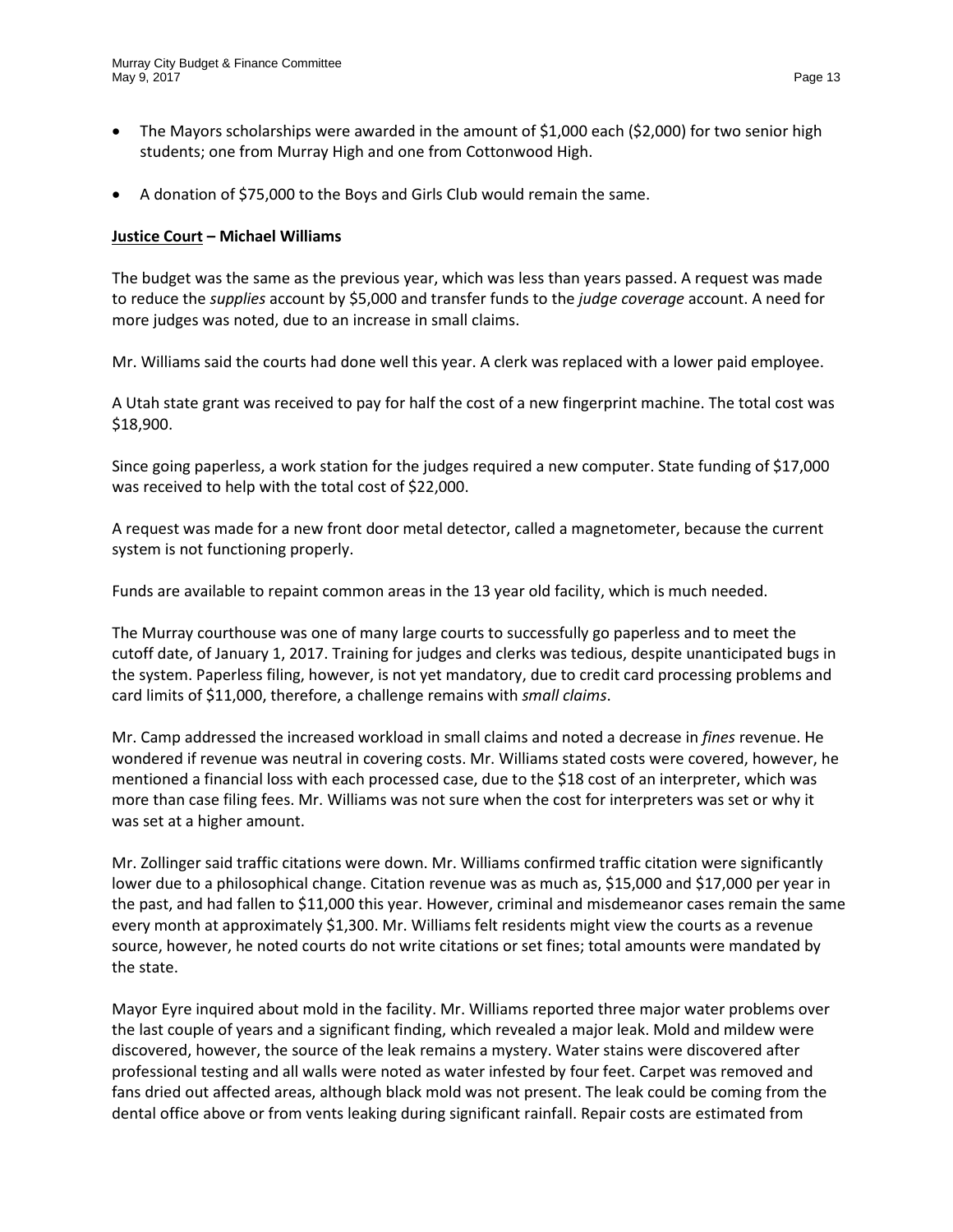- The Mayors scholarships were awarded in the amount of $1,000 each ($2,000) for two senior high students; one from Murray High and one from Cottonwood High.
- A donation of $75,000 to the Boys and Girls Club would remain the same.

**Justice Court – Michael Williams**

The budget was the same as the previous year, which was less than years passed. A request was made to reduce the *supplies* account by $5,000 and transfer funds to the *judge coverage* account. A need for more judges was noted, due to an increase in small claims.

Mr. Williams said the courts had done well this year. A clerk was replaced with a lower paid employee.

A Utah state grant was received to pay for half the cost of a new fingerprint machine. The total cost was $18,900.

Since going paperless, a work station for the judges required a new computer. State funding of $17,000 was received to help with the total cost of $22,000.

A request was made for a new front door metal detector, called a magnetometer, because the current system is not functioning properly.

Funds are available to repaint common areas in the 13 year old facility, which is much needed.

The Murray courthouse was one of many large courts to successfully go paperless and to meet the cutoff date, of January 1, 2017. Training for judges and clerks was tedious, despite unanticipated bugs in the system. Paperless filing, however, is not yet mandatory, due to credit card processing problems and card limits of $11,000, therefore, a challenge remains with *small claims*.

Mr. Camp addressed the increased workload in small claims and noted a decrease in *fines* revenue. He wondered if revenue was neutral in covering costs. Mr. Williams stated costs were covered, however, he mentioned a financial loss with each processed case, due to the $18 cost of an interpreter, which was more than case filing fees. Mr. Williams was not sure when the cost for interpreters was set or why it was set at a higher amount.

Mr. Zollinger said traffic citations were down. Mr. Williams confirmed traffic citation were significantly lower due to a philosophical change. Citation revenue was as much as, $15,000 and $17,000 per year in the past, and had fallen to $11,000 this year. However, criminal and misdemeanor cases remain the same every month at approximately $1,300. Mr. Williams felt residents might view the courts as a revenue source, however, he noted courts do not write citations or set fines; total amounts were mandated by the state.

Mayor Eyre inquired about mold in the facility. Mr. Williams reported three major water problems over the last couple of years and a significant finding, which revealed a major leak. Mold and mildew were discovered, however, the source of the leak remains a mystery. Water stains were discovered after professional testing and all walls were noted as water infested by four feet. Carpet was removed and fans dried out affected areas, although black mold was not present. The leak could be coming from the dental office above or from vents leaking during significant rainfall. Repair costs are estimated from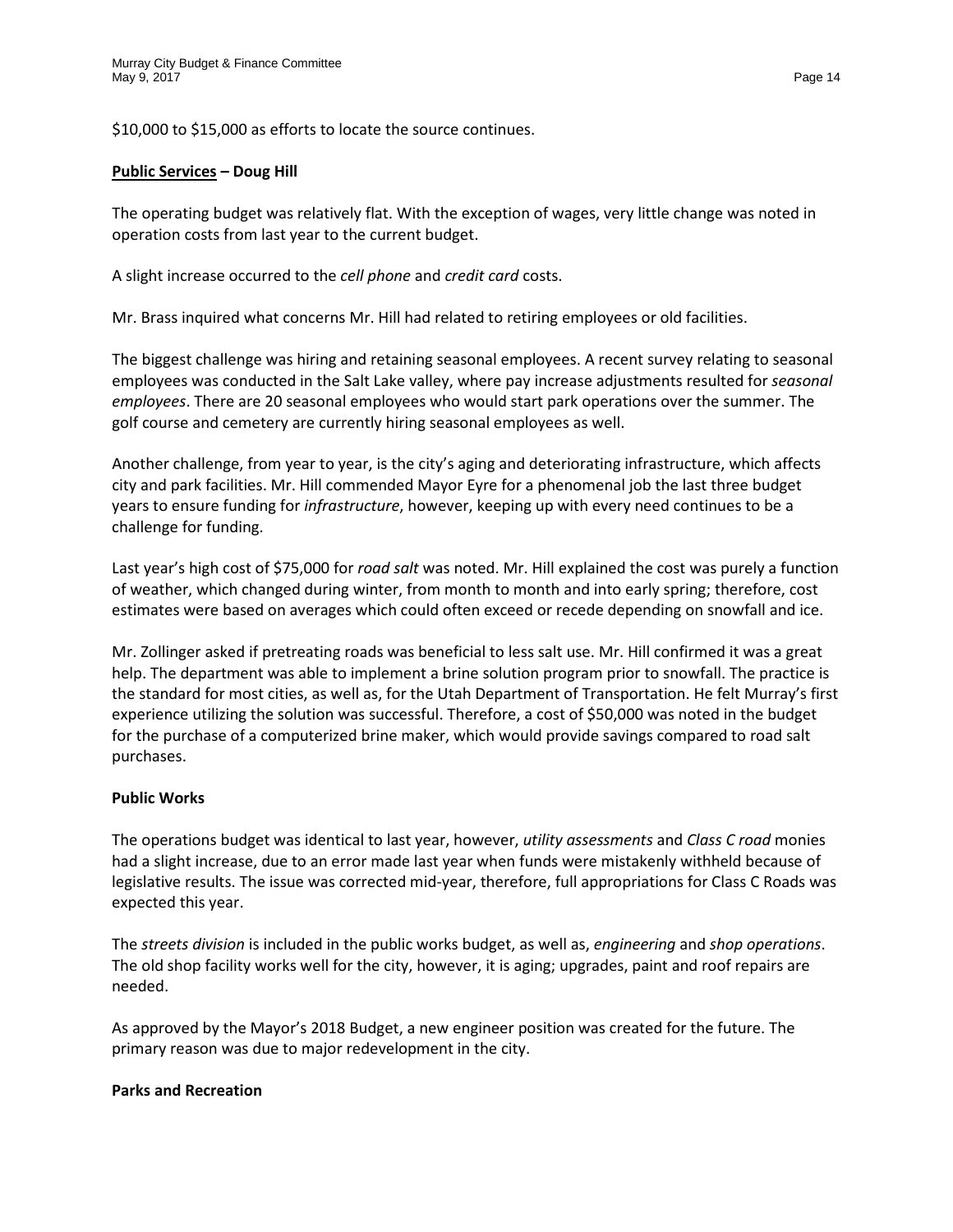$10,000 to $15,000 as efforts to locate the source continues.

**Public Services – Doug Hill**

The operating budget was relatively flat. With the exception of wages, very little change was noted in operation costs from last year to the current budget.

A slight increase occurred to the *cell phone* and *credit card* costs.

Mr. Brass inquired what concerns Mr. Hill had related to retiring employees or old facilities.

The biggest challenge was hiring and retaining seasonal employees. A recent survey relating to seasonal employees was conducted in the Salt Lake valley, where pay increase adjustments resulted for *seasonal employees*. There are 20 seasonal employees who would start park operations over the summer. The golf course and cemetery are currently hiring seasonal employees as well.

Another challenge, from year to year, is the city's aging and deteriorating infrastructure, which affects city and park facilities. Mr. Hill commended Mayor Eyre for a phenomenal job the last three budget years to ensure funding for *infrastructure*, however, keeping up with every need continues to be a challenge for funding.

Last year's high cost of $75,000 for *road salt* was noted. Mr. Hill explained the cost was purely a function of weather, which changed during winter, from month to month and into early spring; therefore, cost estimates were based on averages which could often exceed or recede depending on snowfall and ice.

Mr. Zollinger asked if pretreating roads was beneficial to less salt use. Mr. Hill confirmed it was a great help. The department was able to implement a brine solution program prior to snowfall. The practice is the standard for most cities, as well as, for the Utah Department of Transportation. He felt Murray's first experience utilizing the solution was successful. Therefore, a cost of $50,000 was noted in the budget for the purchase of a computerized brine maker, which would provide savings compared to road salt purchases.

**Public Works**

The operations budget was identical to last year, however, *utility assessments* and *Class C road* monies had a slight increase, due to an error made last year when funds were mistakenly withheld because of legislative results. The issue was corrected mid-year, therefore, full appropriations for Class C Roads was expected this year.

The *streets division* is included in the public works budget, as well as, *engineering* and *shop operations*. The old shop facility works well for the city, however, it is aging; upgrades, paint and roof repairs are needed.

As approved by the Mayor's 2018 Budget, a new engineer position was created for the future. The primary reason was due to major redevelopment in the city.

**Parks and Recreation**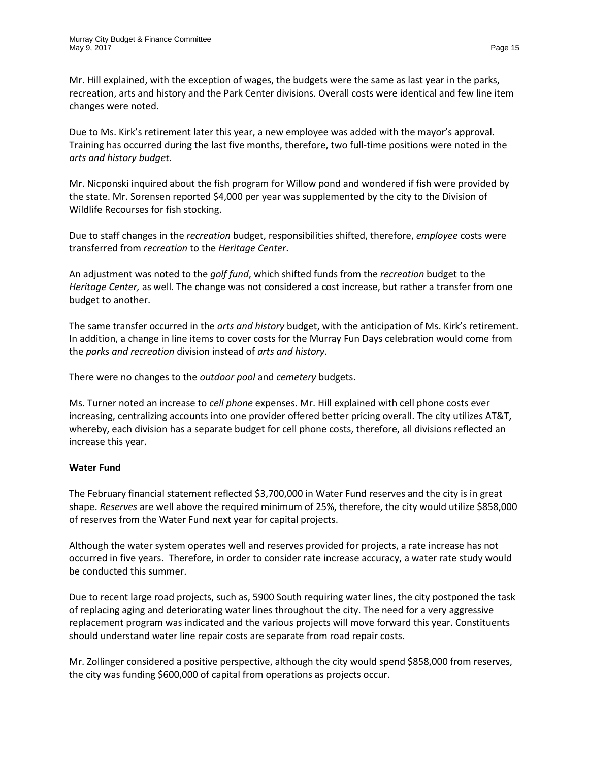Mr. Hill explained, with the exception of wages, the budgets were the same as last year in the parks, recreation, arts and history and the Park Center divisions. Overall costs were identical and few line item changes were noted.

Due to Ms. Kirk's retirement later this year, a new employee was added with the mayor's approval. Training has occurred during the last five months, therefore, two full-time positions were noted in the *arts and history budget.*

Mr. Nicponski inquired about the fish program for Willow pond and wondered if fish were provided by the state. Mr. Sorensen reported $4,000 per year was supplemented by the city to the Division of Wildlife Recourses for fish stocking.

Due to staff changes in the *recreation* budget, responsibilities shifted, therefore, *employee* costs were transferred from *recreation* to the *Heritage Center*.

An adjustment was noted to the *golf fund*, which shifted funds from the *recreation* budget to the *Heritage Center,* as well. The change was not considered a cost increase, but rather a transfer from one budget to another.

The same transfer occurred in the *arts and history* budget, with the anticipation of Ms. Kirk's retirement. In addition, a change in line items to cover costs for the Murray Fun Days celebration would come from the *parks and recreation* division instead of *arts and history*.

There were no changes to the *outdoor pool* and *cemetery* budgets.

Ms. Turner noted an increase to *cell phone* expenses. Mr. Hill explained with cell phone costs ever increasing, centralizing accounts into one provider offered better pricing overall. The city utilizes AT&T, whereby, each division has a separate budget for cell phone costs, therefore, all divisions reflected an increase this year.

**Water Fund**

The February financial statement reflected $3,700,000 in Water Fund reserves and the city is in great shape. *Reserves* are well above the required minimum of 25%, therefore, the city would utilize $858,000 of reserves from the Water Fund next year for capital projects.

Although the water system operates well and reserves provided for projects, a rate increase has not occurred in five years. Therefore, in order to consider rate increase accuracy, a water rate study would be conducted this summer.

Due to recent large road projects, such as, 5900 South requiring water lines, the city postponed the task of replacing aging and deteriorating water lines throughout the city. The need for a very aggressive replacement program was indicated and the various projects will move forward this year. Constituents should understand water line repair costs are separate from road repair costs.

Mr. Zollinger considered a positive perspective, although the city would spend $858,000 from reserves, the city was funding $600,000 of capital from operations as projects occur.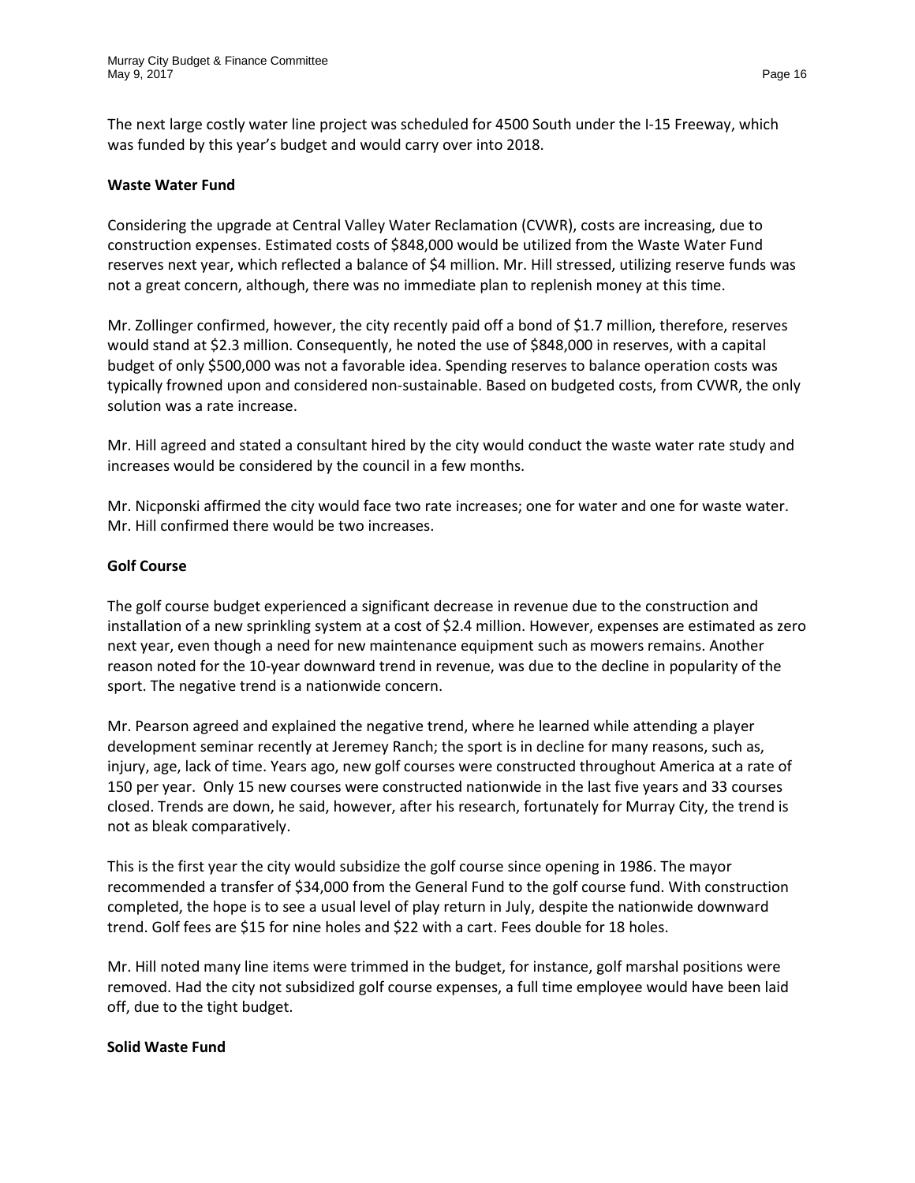The next large costly water line project was scheduled for 4500 South under the I-15 Freeway, which was funded by this year's budget and would carry over into 2018.

**Waste Water Fund**

Considering the upgrade at Central Valley Water Reclamation (CVWR), costs are increasing, due to construction expenses. Estimated costs of $848,000 would be utilized from the Waste Water Fund reserves next year, which reflected a balance of $4 million. Mr. Hill stressed, utilizing reserve funds was not a great concern, although, there was no immediate plan to replenish money at this time.

Mr. Zollinger confirmed, however, the city recently paid off a bond of $1.7 million, therefore, reserves would stand at $2.3 million. Consequently, he noted the use of $848,000 in reserves, with a capital budget of only $500,000 was not a favorable idea. Spending reserves to balance operation costs was typically frowned upon and considered non-sustainable. Based on budgeted costs, from CVWR, the only solution was a rate increase.

Mr. Hill agreed and stated a consultant hired by the city would conduct the waste water rate study and increases would be considered by the council in a few months.

Mr. Nicponski affirmed the city would face two rate increases; one for water and one for waste water. Mr. Hill confirmed there would be two increases.

**Golf Course**

The golf course budget experienced a significant decrease in revenue due to the construction and installation of a new sprinkling system at a cost of $2.4 million. However, expenses are estimated as zero next year, even though a need for new maintenance equipment such as mowers remains. Another reason noted for the 10-year downward trend in revenue, was due to the decline in popularity of the sport. The negative trend is a nationwide concern.

Mr. Pearson agreed and explained the negative trend, where he learned while attending a player development seminar recently at Jeremey Ranch; the sport is in decline for many reasons, such as, injury, age, lack of time. Years ago, new golf courses were constructed throughout America at a rate of 150 per year. Only 15 new courses were constructed nationwide in the last five years and 33 courses closed. Trends are down, he said, however, after his research, fortunately for Murray City, the trend is not as bleak comparatively.

This is the first year the city would subsidize the golf course since opening in 1986. The mayor recommended a transfer of $34,000 from the General Fund to the golf course fund. With construction completed, the hope is to see a usual level of play return in July, despite the nationwide downward trend. Golf fees are $15 for nine holes and $22 with a cart. Fees double for 18 holes.

Mr. Hill noted many line items were trimmed in the budget, for instance, golf marshal positions were removed. Had the city not subsidized golf course expenses, a full time employee would have been laid off, due to the tight budget.

**Solid Waste Fund**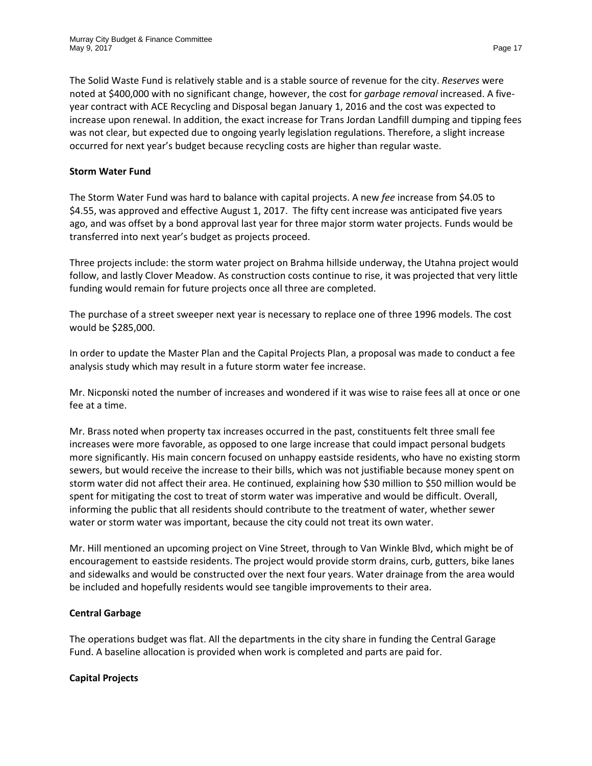The Solid Waste Fund is relatively stable and is a stable source of revenue for the city. *Reserves* were noted at $400,000 with no significant change, however, the cost for *garbage removal* increased. A five-year contract with ACE Recycling and Disposal began January 1, 2016 and the cost was expected to increase upon renewal. In addition, the exact increase for Trans Jordan Landfill dumping and tipping fees was not clear, but expected due to ongoing yearly legislation regulations. Therefore, a slight increase occurred for next year's budget because recycling costs are higher than regular waste.

**Storm Water Fund**

The Storm Water Fund was hard to balance with capital projects. A new *fee* increase from $4.05 to $4.55, was approved and effective August 1, 2017. The fifty cent increase was anticipated five years ago, and was offset by a bond approval last year for three major storm water projects. Funds would be transferred into next year's budget as projects proceed.

Three projects include: the storm water project on Brahma hillside underway, the Utahna project would follow, and lastly Clover Meadow. As construction costs continue to rise, it was projected that very little funding would remain for future projects once all three are completed.

The purchase of a street sweeper next year is necessary to replace one of three 1996 models. The cost would be $285,000.

In order to update the Master Plan and the Capital Projects Plan, a proposal was made to conduct a fee analysis study which may result in a future storm water fee increase.

Mr. Nicponski noted the number of increases and wondered if it was wise to raise fees all at once or one fee at a time.

Mr. Brass noted when property tax increases occurred in the past, constituents felt three small fee increases were more favorable, as opposed to one large increase that could impact personal budgets more significantly. His main concern focused on unhappy eastside residents, who have no existing storm sewers, but would receive the increase to their bills, which was not justifiable because money spent on storm water did not affect their area. He continued, explaining how $30 million to $50 million would be spent for mitigating the cost to treat of storm water was imperative and would be difficult. Overall, informing the public that all residents should contribute to the treatment of water, whether sewer water or storm water was important, because the city could not treat its own water.

Mr. Hill mentioned an upcoming project on Vine Street, through to Van Winkle Blvd, which might be of encouragement to eastside residents. The project would provide storm drains, curb, gutters, bike lanes and sidewalks and would be constructed over the next four years. Water drainage from the area would be included and hopefully residents would see tangible improvements to their area.

**Central Garbage**

The operations budget was flat. All the departments in the city share in funding the Central Garage Fund. A baseline allocation is provided when work is completed and parts are paid for.

**Capital Projects**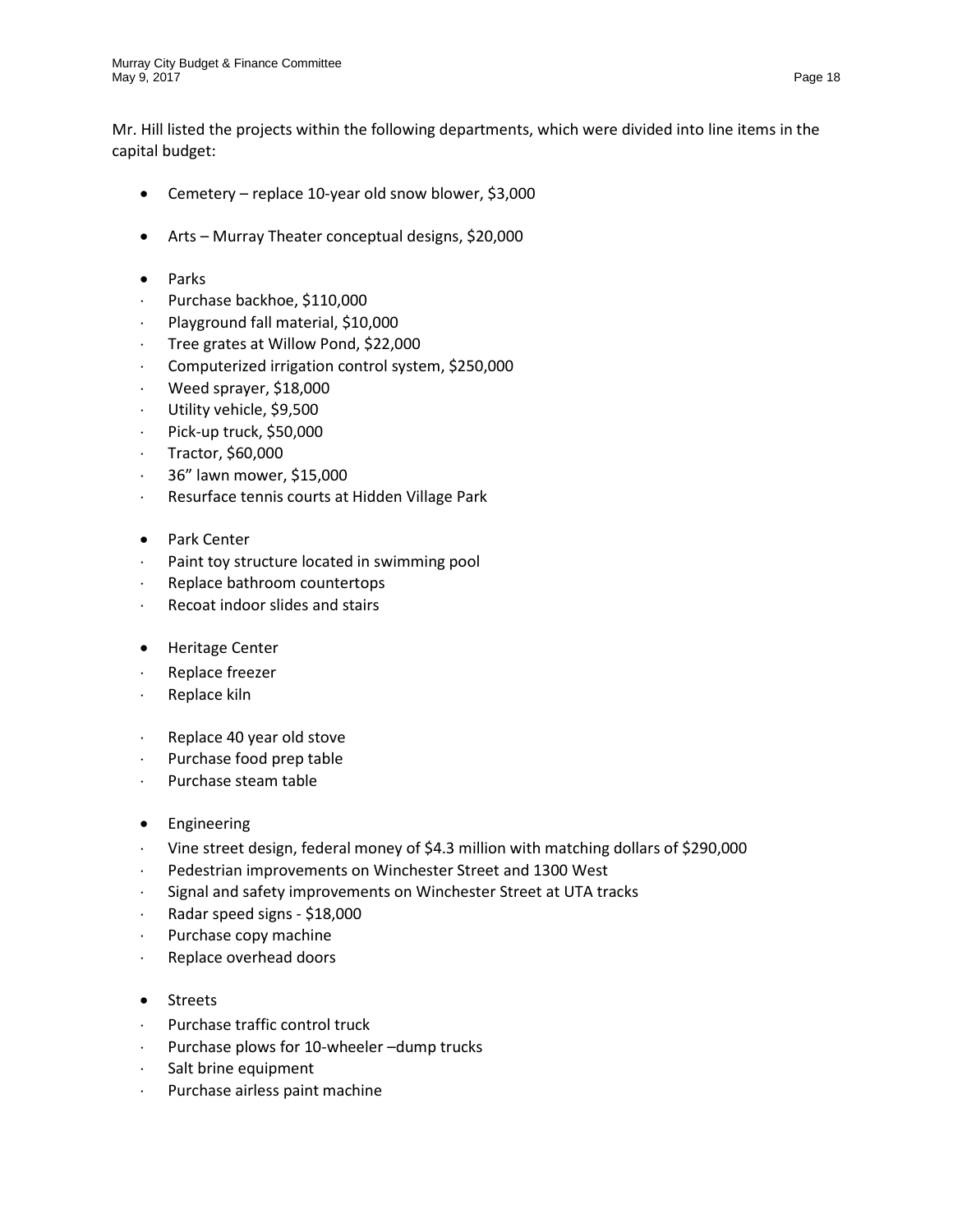Mr. Hill listed the projects within the following departments, which were divided into line items in the capital budget:

- Cemetery – replace 10-year old snow blower, $3,000
- Arts – Murray Theater conceptual designs, $20,000
- Parks
  - Purchase backhoe, $110,000
  - Playground fall material, $10,000
  - Tree grates at Willow Pond, $22,000
  - Computerized irrigation control system, $250,000
  - Weed sprayer, $18,000
  - Utility vehicle, $9,500
  - Pick-up truck, $50,000
  - Tractor, $60,000
  - 36" lawn mower, $15,000
  - Resurface tennis courts at Hidden Village Park
- Park Center
  - Paint toy structure located in swimming pool
  - Replace bathroom countertops
  - Recoat indoor slides and stairs
- Heritage Center
  - Replace freezer
  - Replace kiln

  - Replace 40 year old stove
  - Purchase food prep table
  - Purchase steam table
- Engineering
  - Vine street design, federal money of $4.3 million with matching dollars of $290,000
  - Pedestrian improvements on Winchester Street and 1300 West
  - Signal and safety improvements on Winchester Street at UTA tracks
  - Radar speed signs - $18,000
  - Purchase copy machine
  - Replace overhead doors
- Streets
  - Purchase traffic control truck
  - Purchase plows for 10-wheeler –dump trucks
  - Salt brine equipment
  - Purchase airless paint machine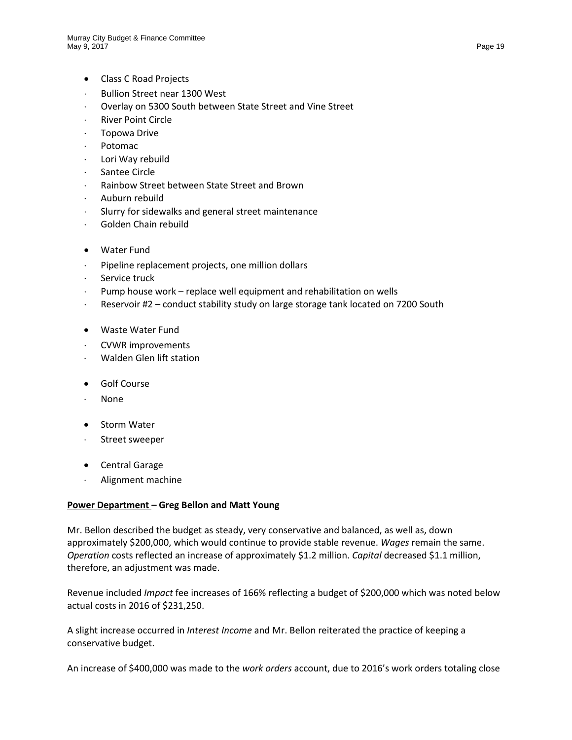- Class C Road Projects
  - Bullion Street near 1300 West
  - Overlay on 5300 South between State Street and Vine Street
  - River Point Circle
  - Topowa Drive
  - Potomac
  - Lori Way rebuild
  - Santee Circle
  - Rainbow Street between State Street and Brown
  - Auburn rebuild
  - Slurry for sidewalks and general street maintenance
  - Golden Chain rebuild

- Water Fund
  - Pipeline replacement projects, one million dollars
  - Service truck
  - Pump house work – replace well equipment and rehabilitation on wells
  - Reservoir #2 – conduct stability study on large storage tank located on 7200 South

- Waste Water Fund
  - CVWR improvements
  - Walden Glen lift station

- Golf Course
  - None

- Storm Water
  - Street sweeper

- Central Garage
  - Alignment machine

**<u>Power Department</u> – Greg Bellon and Matt Young**

Mr. Bellon described the budget as steady, very conservative and balanced, as well as, down approximately $200,000, which would continue to provide stable revenue. *Wages* remain the same. *Operation* costs reflected an increase of approximately $1.2 million. *Capital* decreased $1.1 million, therefore, an adjustment was made.

Revenue included *Impact* fee increases of 166% reflecting a budget of $200,000 which was noted below actual costs in 2016 of $231,250.

A slight increase occurred in *Interest Income* and Mr. Bellon reiterated the practice of keeping a conservative budget.

An increase of $400,000 was made to the *work orders* account, due to 2016's work orders totaling close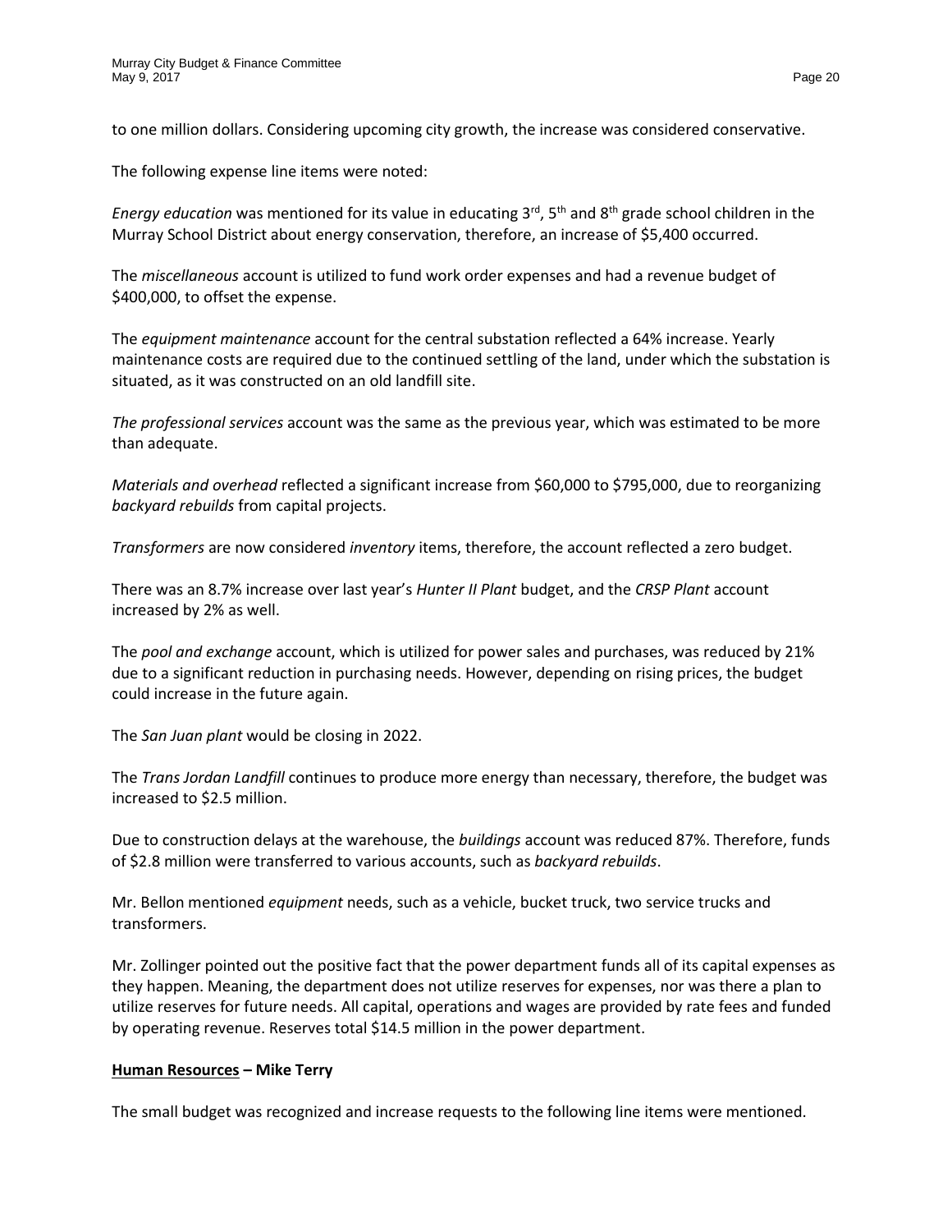to one million dollars. Considering upcoming city growth, the increase was considered conservative.

The following expense line items were noted:

*Energy education* was mentioned for its value in educating 3rd, 5th and 8th grade school children in the Murray School District about energy conservation, therefore, an increase of $5,400 occurred.

The *miscellaneous* account is utilized to fund work order expenses and had a revenue budget of $400,000, to offset the expense.

The *equipment maintenance* account for the central substation reflected a 64% increase. Yearly maintenance costs are required due to the continued settling of the land, under which the substation is situated, as it was constructed on an old landfill site.

*The professional services* account was the same as the previous year, which was estimated to be more than adequate.

*Materials and overhead* reflected a significant increase from $60,000 to $795,000, due to reorganizing *backyard rebuilds* from capital projects.

*Transformers* are now considered *inventory* items, therefore, the account reflected a zero budget.

There was an 8.7% increase over last year's *Hunter II Plant* budget, and the *CRSP Plant* account increased by 2% as well.

The *pool and exchange* account, which is utilized for power sales and purchases, was reduced by 21% due to a significant reduction in purchasing needs. However, depending on rising prices, the budget could increase in the future again.

The *San Juan plant* would be closing in 2022.

The *Trans Jordan Landfill* continues to produce more energy than necessary, therefore, the budget was increased to $2.5 million.

Due to construction delays at the warehouse, the *buildings* account was reduced 87%. Therefore, funds of $2.8 million were transferred to various accounts, such as *backyard rebuilds*.

Mr. Bellon mentioned *equipment* needs, such as a vehicle, bucket truck, two service trucks and transformers.

Mr. Zollinger pointed out the positive fact that the power department funds all of its capital expenses as they happen. Meaning, the department does not utilize reserves for expenses, nor was there a plan to utilize reserves for future needs. All capital, operations and wages are provided by rate fees and funded by operating revenue. Reserves total $14.5 million in the power department.

**<u>Human Resources</u> – Mike Terry**

The small budget was recognized and increase requests to the following line items were mentioned.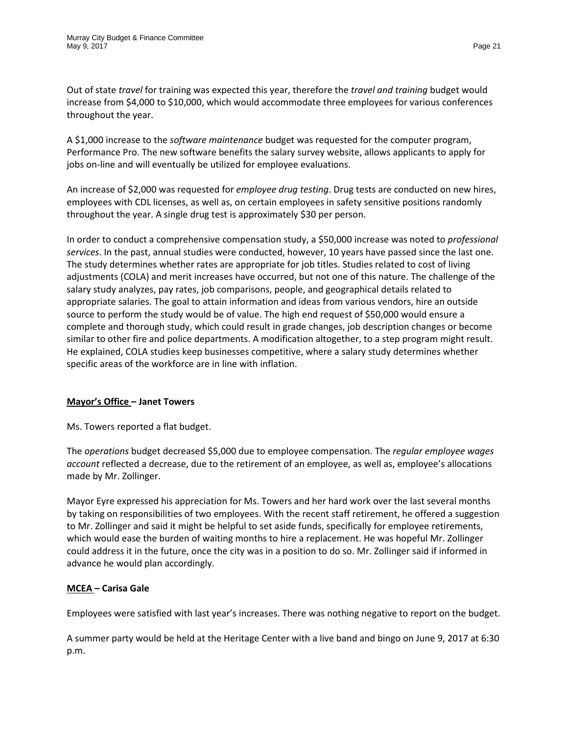Out of state *travel* for training was expected this year, therefore the *travel and training* budget would increase from $4,000 to $10,000, which would accommodate three employees for various conferences throughout the year.

A $1,000 increase to the *software maintenance* budget was requested for the computer program, Performance Pro. The new software benefits the salary survey website, allows applicants to apply for jobs on-line and will eventually be utilized for employee evaluations.

An increase of $2,000 was requested for *employee drug testing*. Drug tests are conducted on new hires, employees with CDL licenses, as well as, on certain employees in safety sensitive positions randomly throughout the year. A single drug test is approximately $30 per person.

In order to conduct a comprehensive compensation study, a $50,000 increase was noted to *professional services*. In the past, annual studies were conducted, however, 10 years have passed since the last one. The study determines whether rates are appropriate for job titles. Studies related to cost of living adjustments (COLA) and merit increases have occurred, but not one of this nature. The challenge of the salary study analyzes, pay rates, job comparisons, people, and geographical details related to appropriate salaries. The goal to attain information and ideas from various vendors, hire an outside source to perform the study would be of value. The high end request of $50,000 would ensure a complete and thorough study, which could result in grade changes, job description changes or become similar to other fire and police departments. A modification altogether, to a step program might result. He explained, COLA studies keep businesses competitive, where a salary study determines whether specific areas of the workforce are in line with inflation.

**<u>Mayor's Office</u> – Janet Towers**

Ms. Towers reported a flat budget.

The *operations* budget decreased $5,000 due to employee compensation. The *regular employee wages account* reflected a decrease, due to the retirement of an employee, as well as, employee's allocations made by Mr. Zollinger.

Mayor Eyre expressed his appreciation for Ms. Towers and her hard work over the last several months by taking on responsibilities of two employees. With the recent staff retirement, he offered a suggestion to Mr. Zollinger and said it might be helpful to set aside funds, specifically for employee retirements, which would ease the burden of waiting months to hire a replacement. He was hopeful Mr. Zollinger could address it in the future, once the city was in a position to do so. Mr. Zollinger said if informed in advance he would plan accordingly.

**<u>MCEA</u> – Carisa Gale**

Employees were satisfied with last year's increases. There was nothing negative to report on the budget.

A summer party would be held at the Heritage Center with a live band and bingo on June 9, 2017 at 6:30 p.m.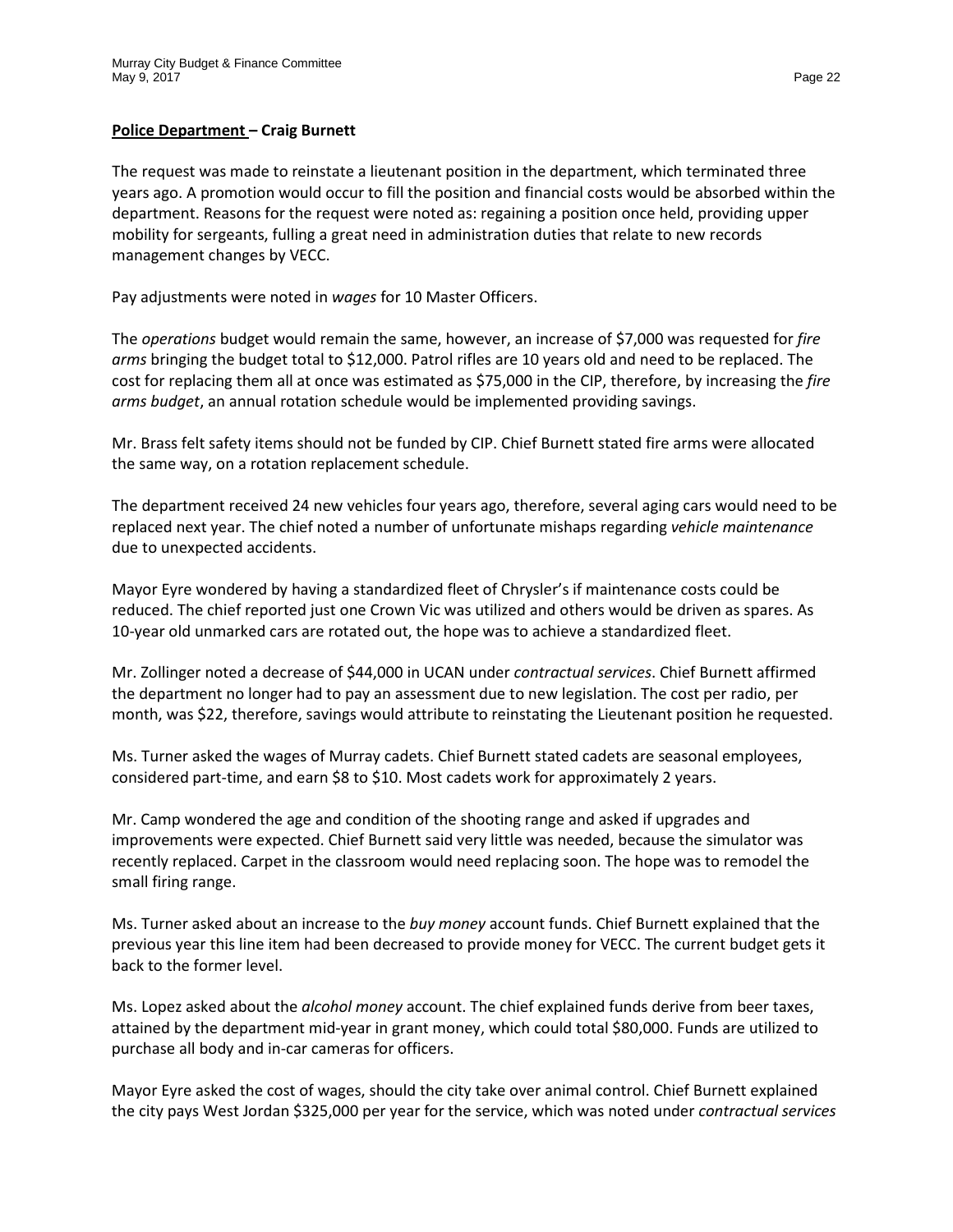**Police Department – Craig Burnett**

The request was made to reinstate a lieutenant position in the department, which terminated three years ago. A promotion would occur to fill the position and financial costs would be absorbed within the department. Reasons for the request were noted as: regaining a position once held, providing upper mobility for sergeants, fulling a great need in administration duties that relate to new records management changes by VECC.

Pay adjustments were noted in *wages* for 10 Master Officers.

The *operations* budget would remain the same, however, an increase of $7,000 was requested for *fire arms* bringing the budget total to $12,000. Patrol rifles are 10 years old and need to be replaced. The cost for replacing them all at once was estimated as $75,000 in the CIP, therefore, by increasing the *fire arms budget*, an annual rotation schedule would be implemented providing savings.

Mr. Brass felt safety items should not be funded by CIP. Chief Burnett stated fire arms were allocated the same way, on a rotation replacement schedule.

The department received 24 new vehicles four years ago, therefore, several aging cars would need to be replaced next year. The chief noted a number of unfortunate mishaps regarding *vehicle maintenance* due to unexpected accidents.

Mayor Eyre wondered by having a standardized fleet of Chrysler's if maintenance costs could be reduced. The chief reported just one Crown Vic was utilized and others would be driven as spares. As 10-year old unmarked cars are rotated out, the hope was to achieve a standardized fleet.

Mr. Zollinger noted a decrease of $44,000 in UCAN under *contractual services*. Chief Burnett affirmed the department no longer had to pay an assessment due to new legislation. The cost per radio, per month, was $22, therefore, savings would attribute to reinstating the Lieutenant position he requested.

Ms. Turner asked the wages of Murray cadets. Chief Burnett stated cadets are seasonal employees, considered part-time, and earn $8 to $10. Most cadets work for approximately 2 years.

Mr. Camp wondered the age and condition of the shooting range and asked if upgrades and improvements were expected. Chief Burnett said very little was needed, because the simulator was recently replaced. Carpet in the classroom would need replacing soon. The hope was to remodel the small firing range.

Ms. Turner asked about an increase to the *buy money* account funds. Chief Burnett explained that the previous year this line item had been decreased to provide money for VECC. The current budget gets it back to the former level.

Ms. Lopez asked about the *alcohol money* account. The chief explained funds derive from beer taxes, attained by the department mid-year in grant money, which could total $80,000. Funds are utilized to purchase all body and in-car cameras for officers.

Mayor Eyre asked the cost of wages, should the city take over animal control. Chief Burnett explained the city pays West Jordan $325,000 per year for the service, which was noted under *contractual services*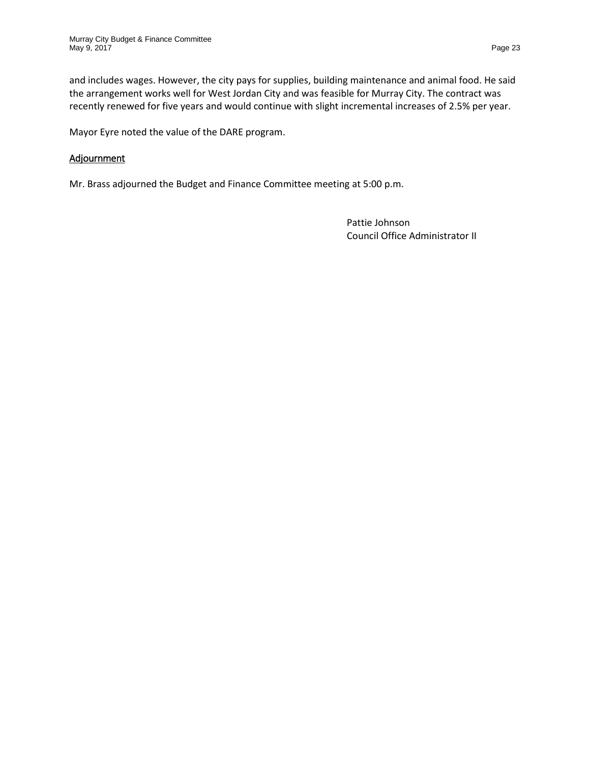and includes wages. However, the city pays for supplies, building maintenance and animal food. He said the arrangement works well for West Jordan City and was feasible for Murray City. The contract was recently renewed for five years and would continue with slight incremental increases of 2.5% per year.

Mayor Eyre noted the value of the DARE program.

<u>Adjournment</u>

Mr. Brass adjourned the Budget and Finance Committee meeting at 5:00 p.m.

Pattie Johnson
Council Office Administrator II